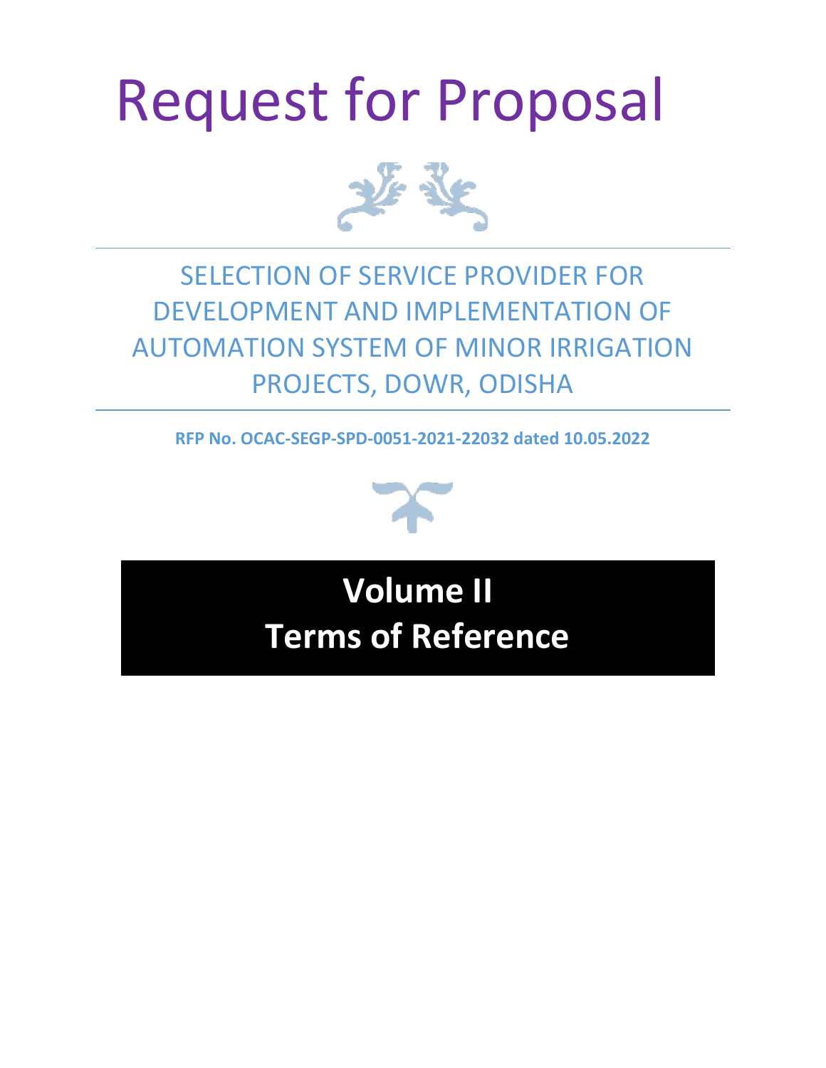# Request for Proposal

## SELECTION OF SERVICE PROVIDER FOR DEVELOPMENT AND IMPLEMENTATION OF AUTOMATION SYSTEM OF MINOR IRRIGATION PROJECTS, DOWR, ODISHA

**RFP No. OCAC-SEGP-SPD-0051-2021-22032 dated 10.05.2022**

# Volume II
# Terms of Reference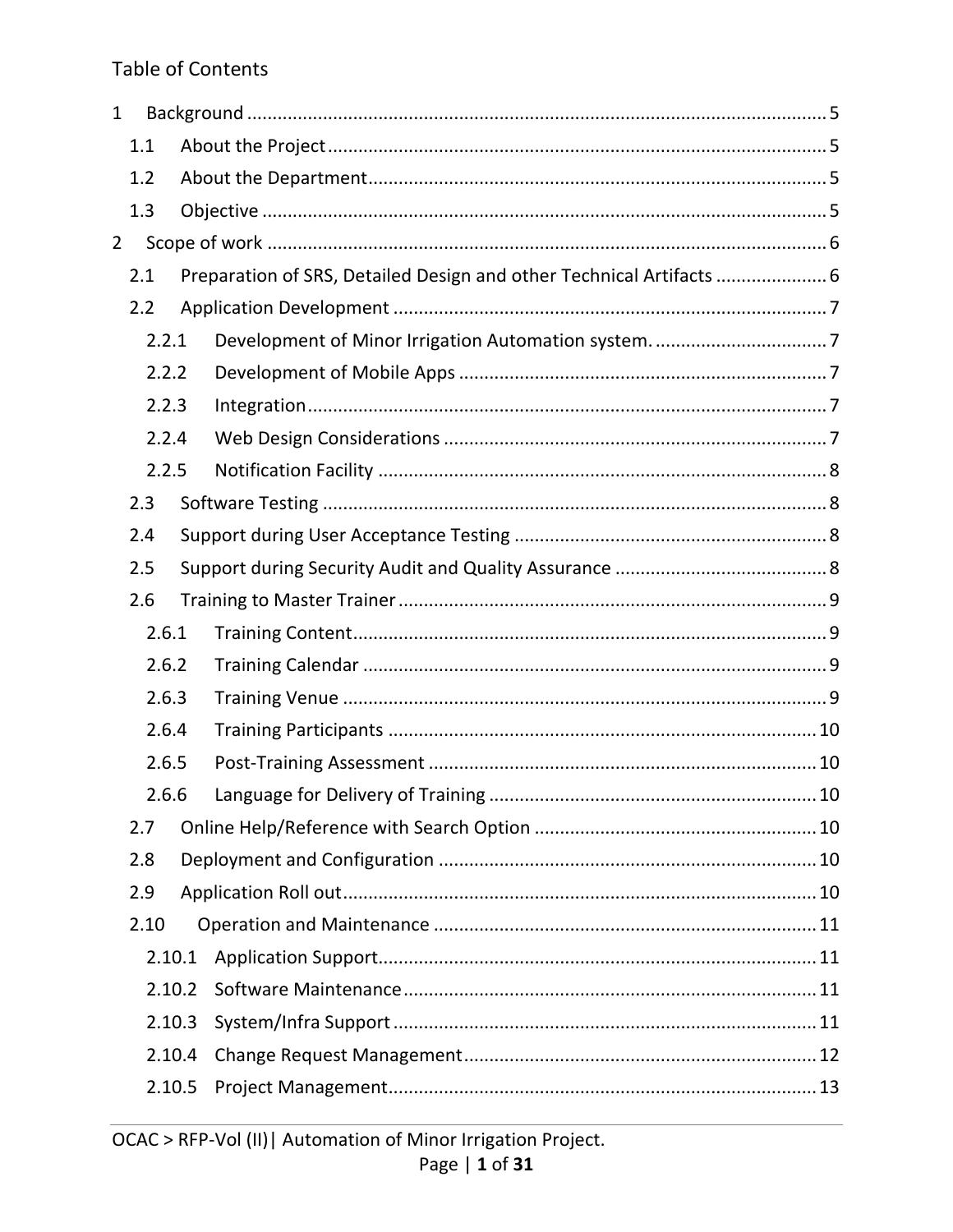Table of Contents

1 Background ..................................................................................................... 5
  1.1 About the Project ........................................................................................ 5
  1.2 About the Department ................................................................................. 5
  1.3 Objective ...................................................................................................... 5
2 Scope of work .................................................................................................. 6
  2.1 Preparation of SRS, Detailed Design and other Technical Artifacts ............ 6
  2.2 Application Development ............................................................................. 7
    2.2.1 Development of Minor Irrigation Automation system. ............................ 7
    2.2.2 Development of Mobile Apps .................................................................. 7
    2.2.3 Integration ............................................................................................... 7
    2.2.4 Web Design Considerations ..................................................................... 7
    2.2.5 Notification Facility ................................................................................. 8
  2.3 Software Testing ........................................................................................... 8
  2.4 Support during User Acceptance Testing ..................................................... 8
  2.5 Support during Security Audit and Quality Assurance ................................. 8
  2.6 Training to Master Trainer ............................................................................ 9
    2.6.1 Training Content ...................................................................................... 9
    2.6.2 Training Calendar .................................................................................... 9
    2.6.3 Training Venue ......................................................................................... 9
    2.6.4 Training Participants ............................................................................... 10
    2.6.5 Post-Training Assessment ...................................................................... 10
    2.6.6 Language for Delivery of Training .......................................................... 10
  2.7 Online Help/Reference with Search Option ............................................... 10
  2.8 Deployment and Configuration .................................................................. 10
  2.9 Application Roll out ..................................................................................... 10
  2.10 Operation and Maintenance ...................................................................... 11
    2.10.1 Application Support .............................................................................. 11
    2.10.2 Software Maintenance .......................................................................... 11
    2.10.3 System/Infra Support ............................................................................ 11
    2.10.4 Change Request Management .............................................................. 12
    2.10.5 Project Management ............................................................................. 13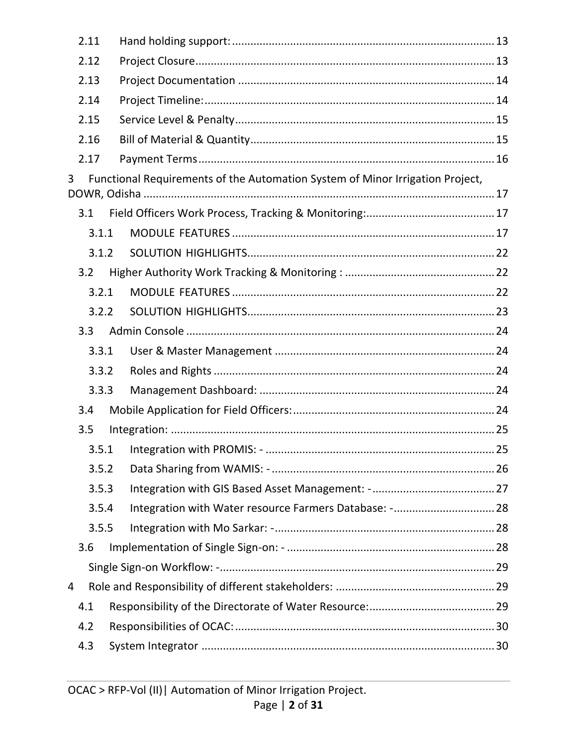2.11 Hand holding support: ........ 13

2.12 Project Closure ........ 13

2.13 Project Documentation ........ 14

2.14 Project Timeline: ........ 14

2.15 Service Level & Penalty ........ 15

2.16 Bill of Material & Quantity ........ 15

2.17 Payment Terms ........ 16

3 Functional Requirements of the Automation System of Minor Irrigation Project, DOWR, Odisha ........ 17

3.1 Field Officers Work Process, Tracking & Monitoring: ........ 17

3.1.1 MODULE FEATURES ........ 17

3.1.2 SOLUTION HIGHLIGHTS ........ 22

3.2 Higher Authority Work Tracking & Monitoring : ........ 22

3.2.1 MODULE FEATURES ........ 22

3.2.2 SOLUTION HIGHLIGHTS ........ 23

3.3 Admin Console ........ 24

3.3.1 User & Master Management ........ 24

3.3.2 Roles and Rights ........ 24

3.3.3 Management Dashboard: ........ 24

3.4 Mobile Application for Field Officers: ........ 24

3.5 Integration: ........ 25

3.5.1 Integration with PROMIS: - ........ 25

3.5.2 Data Sharing from WAMIS: - ........ 26

3.5.3 Integration with GIS Based Asset Management: - ........ 27

3.5.4 Integration with Water resource Farmers Database: - ........ 28

3.5.5 Integration with Mo Sarkar: - ........ 28

3.6 Implementation of Single Sign-on: - ........ 28

Single Sign-on Workflow: - ........ 29

4 Role and Responsibility of different stakeholders: ........ 29

4.1 Responsibility of the Directorate of Water Resource: ........ 29

4.2 Responsibilities of OCAC: ........ 30

4.3 System Integrator ........ 30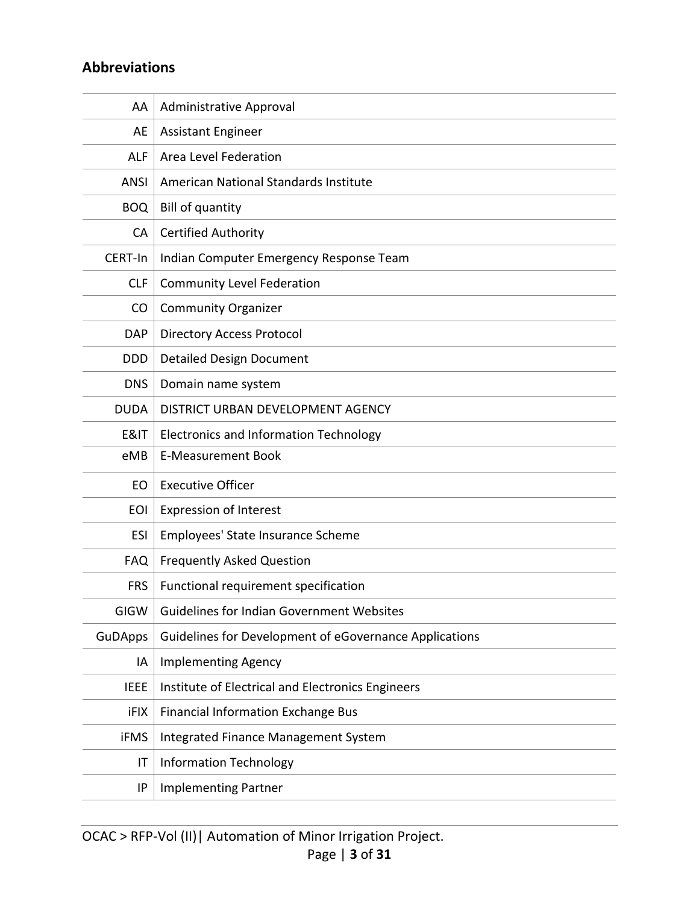## Abbreviations

| | |
|---|---|
| AA | Administrative Approval |
| AE | Assistant Engineer |
| ALF | Area Level Federation |
| ANSI | American National Standards Institute |
| BOQ | Bill of quantity |
| CA | Certified Authority |
| CERT-In | Indian Computer Emergency Response Team |
| CLF | Community Level Federation |
| CO | Community Organizer |
| DAP | Directory Access Protocol |
| DDD | Detailed Design Document |
| DNS | Domain name system |
| DUDA | DISTRICT URBAN DEVELOPMENT AGENCY |
| E&IT | Electronics and Information Technology |
| eMB | E-Measurement Book |
| EO | Executive Officer |
| EOI | Expression of Interest |
| ESI | Employees' State Insurance Scheme |
| FAQ | Frequently Asked Question |
| FRS | Functional requirement specification |
| GIGW | Guidelines for Indian Government Websites |
| GuDApps | Guidelines for Development of eGovernance Applications |
| IA | Implementing Agency |
| IEEE | Institute of Electrical and Electronics Engineers |
| iFIX | Financial Information Exchange Bus |
| iFMS | Integrated Finance Management System |
| IT | Information Technology |
| IP | Implementing Partner |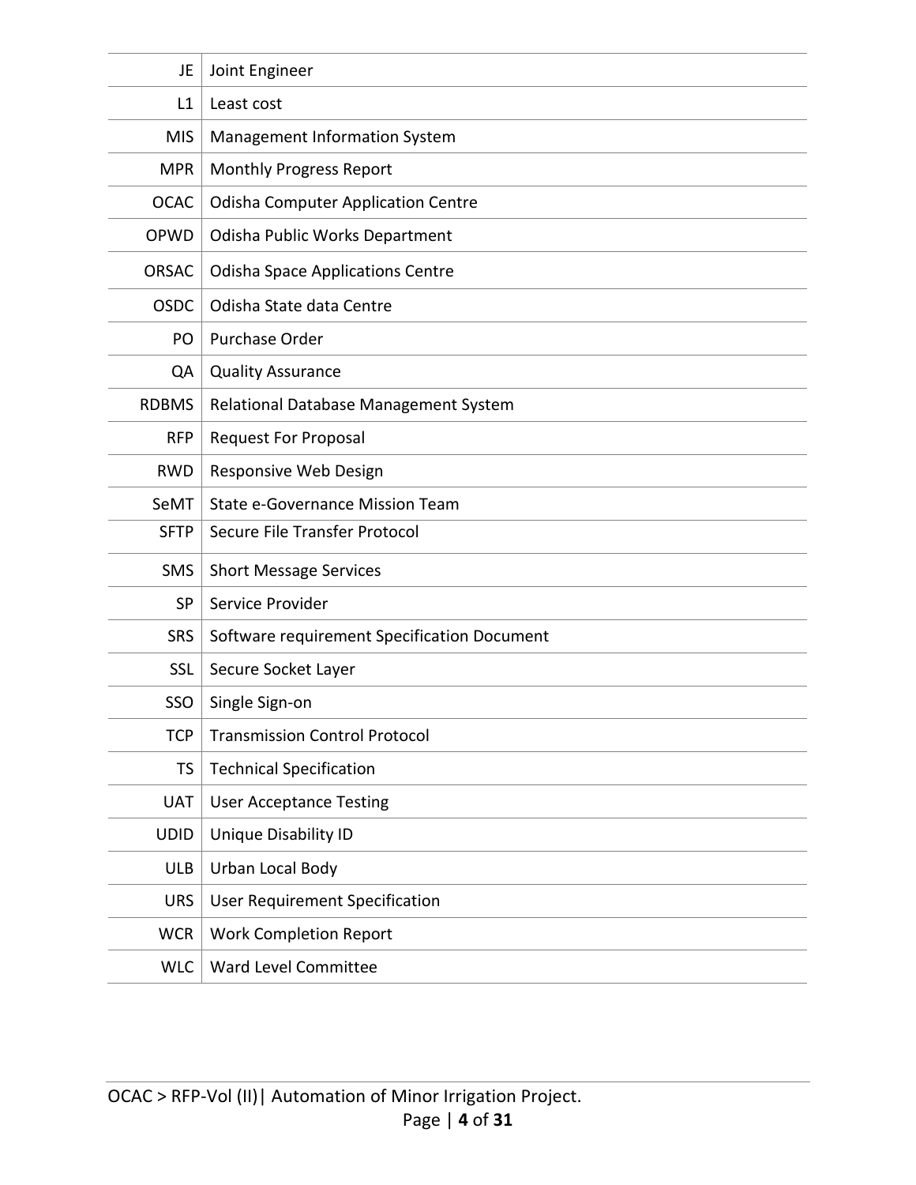| | |
|---|---|
| JE | Joint Engineer |
| L1 | Least cost |
| MIS | Management Information System |
| MPR | Monthly Progress Report |
| OCAC | Odisha Computer Application Centre |
| OPWD | Odisha Public Works Department |
| ORSAC | Odisha Space Applications Centre |
| OSDC | Odisha State data Centre |
| PO | Purchase Order |
| QA | Quality Assurance |
| RDBMS | Relational Database Management System |
| RFP | Request For Proposal |
| RWD | Responsive Web Design |
| SeMT | State e-Governance Mission Team |
| SFTP | Secure File Transfer Protocol |
| SMS | Short Message Services |
| SP | Service Provider |
| SRS | Software requirement Specification Document |
| SSL | Secure Socket Layer |
| SSO | Single Sign-on |
| TCP | Transmission Control Protocol |
| TS | Technical Specification |
| UAT | User Acceptance Testing |
| UDID | Unique Disability ID |
| ULB | Urban Local Body |
| URS | User Requirement Specification |
| WCR | Work Completion Report |
| WLC | Ward Level Committee |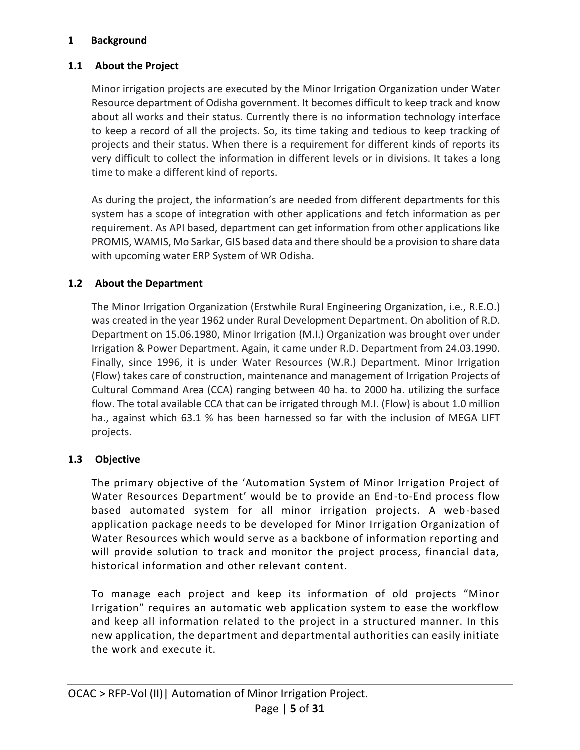# 1 Background

## 1.1 About the Project

Minor irrigation projects are executed by the Minor Irrigation Organization under Water Resource department of Odisha government. It becomes difficult to keep track and know about all works and their status. Currently there is no information technology interface to keep a record of all the projects. So, its time taking and tedious to keep tracking of projects and their status. When there is a requirement for different kinds of reports its very difficult to collect the information in different levels or in divisions. It takes a long time to make a different kind of reports.

As during the project, the information's are needed from different departments for this system has a scope of integration with other applications and fetch information as per requirement. As API based, department can get information from other applications like PROMIS, WAMIS, Mo Sarkar, GIS based data and there should be a provision to share data with upcoming water ERP System of WR Odisha.

## 1.2 About the Department

The Minor Irrigation Organization (Erstwhile Rural Engineering Organization, i.e., R.E.O.) was created in the year 1962 under Rural Development Department. On abolition of R.D. Department on 15.06.1980, Minor Irrigation (M.I.) Organization was brought over under Irrigation & Power Department. Again, it came under R.D. Department from 24.03.1990. Finally, since 1996, it is under Water Resources (W.R.) Department. Minor Irrigation (Flow) takes care of construction, maintenance and management of Irrigation Projects of Cultural Command Area (CCA) ranging between 40 ha. to 2000 ha. utilizing the surface flow. The total available CCA that can be irrigated through M.I. (Flow) is about 1.0 million ha., against which 63.1 % has been harnessed so far with the inclusion of MEGA LIFT projects.

## 1.3 Objective

The primary objective of the 'Automation System of Minor Irrigation Project of Water Resources Department' would be to provide an End-to-End process flow based automated system for all minor irrigation projects. A web-based application package needs to be developed for Minor Irrigation Organization of Water Resources which would serve as a backbone of information reporting and will provide solution to track and monitor the project process, financial data, historical information and other relevant content.

To manage each project and keep its information of old projects "Minor Irrigation" requires an automatic web application system to ease the workflow and keep all information related to the project in a structured manner. In this new application, the department and departmental authorities can easily initiate the work and execute it.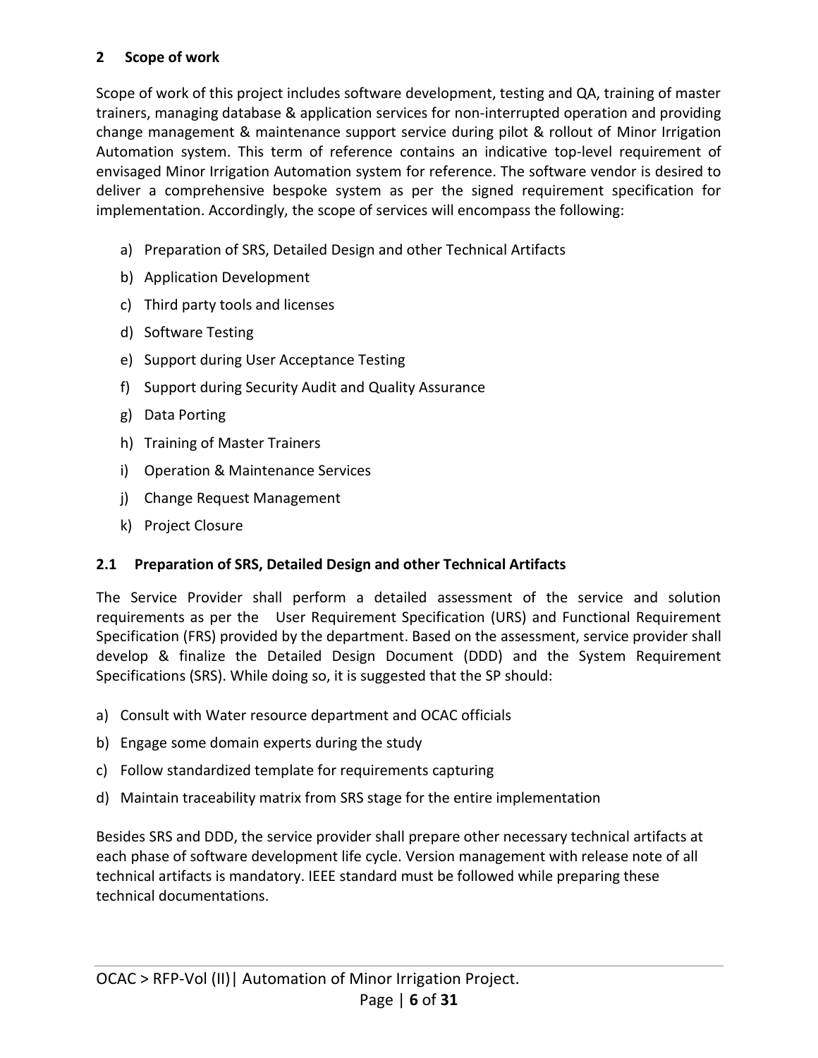## 2 Scope of work

Scope of work of this project includes software development, testing and QA, training of master trainers, managing database & application services for non-interrupted operation and providing change management & maintenance support service during pilot & rollout of Minor Irrigation Automation system. This term of reference contains an indicative top-level requirement of envisaged Minor Irrigation Automation system for reference. The software vendor is desired to deliver a comprehensive bespoke system as per the signed requirement specification for implementation. Accordingly, the scope of services will encompass the following:

a) Preparation of SRS, Detailed Design and other Technical Artifacts
b) Application Development
c) Third party tools and licenses
d) Software Testing
e) Support during User Acceptance Testing
f) Support during Security Audit and Quality Assurance
g) Data Porting
h) Training of Master Trainers
i) Operation & Maintenance Services
j) Change Request Management
k) Project Closure

### 2.1 Preparation of SRS, Detailed Design and other Technical Artifacts

The Service Provider shall perform a detailed assessment of the service and solution requirements as per the User Requirement Specification (URS) and Functional Requirement Specification (FRS) provided by the department. Based on the assessment, service provider shall develop & finalize the Detailed Design Document (DDD) and the System Requirement Specifications (SRS). While doing so, it is suggested that the SP should:

a) Consult with Water resource department and OCAC officials
b) Engage some domain experts during the study
c) Follow standardized template for requirements capturing
d) Maintain traceability matrix from SRS stage for the entire implementation

Besides SRS and DDD, the service provider shall prepare other necessary technical artifacts at each phase of software development life cycle. Version management with release note of all technical artifacts is mandatory. IEEE standard must be followed while preparing these technical documentations.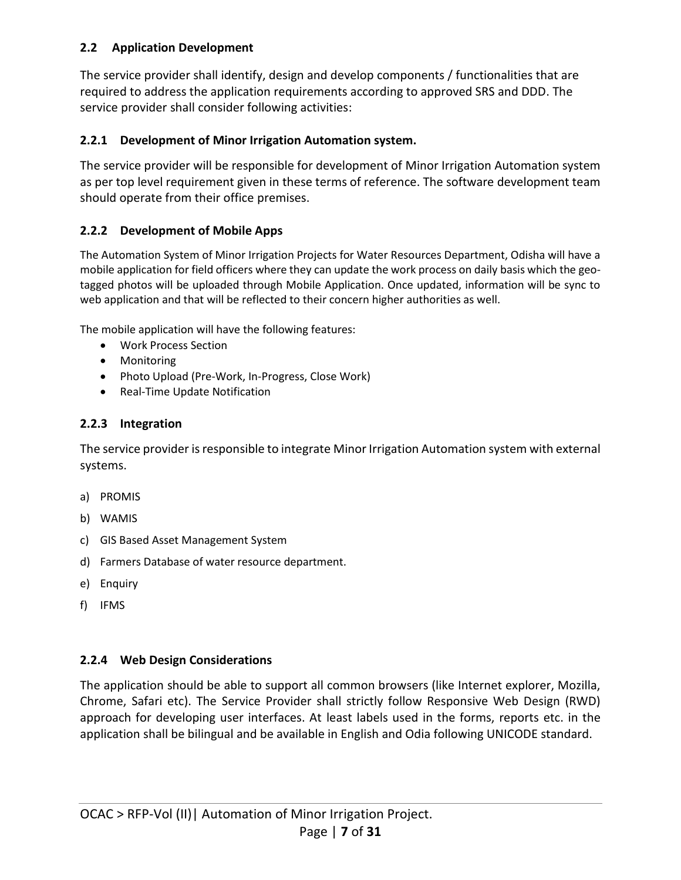### 2.2 Application Development

The service provider shall identify, design and develop components / functionalities that are required to address the application requirements according to approved SRS and DDD. The service provider shall consider following activities:

#### 2.2.1 Development of Minor Irrigation Automation system.

The service provider will be responsible for development of Minor Irrigation Automation system as per top level requirement given in these terms of reference. The software development team should operate from their office premises.

#### 2.2.2 Development of Mobile Apps

The Automation System of Minor Irrigation Projects for Water Resources Department, Odisha will have a mobile application for field officers where they can update the work process on daily basis which the geo-tagged photos will be uploaded through Mobile Application. Once updated, information will be sync to web application and that will be reflected to their concern higher authorities as well.

The mobile application will have the following features:

- Work Process Section
- Monitoring
- Photo Upload (Pre-Work, In-Progress, Close Work)
- Real-Time Update Notification

#### 2.2.3 Integration

The service provider is responsible to integrate Minor Irrigation Automation system with external systems.

a) PROMIS

b) WAMIS

c) GIS Based Asset Management System

d) Farmers Database of water resource department.

e) Enquiry

f) IFMS

#### 2.2.4 Web Design Considerations

The application should be able to support all common browsers (like Internet explorer, Mozilla, Chrome, Safari etc). The Service Provider shall strictly follow Responsive Web Design (RWD) approach for developing user interfaces. At least labels used in the forms, reports etc. in the application shall be bilingual and be available in English and Odia following UNICODE standard.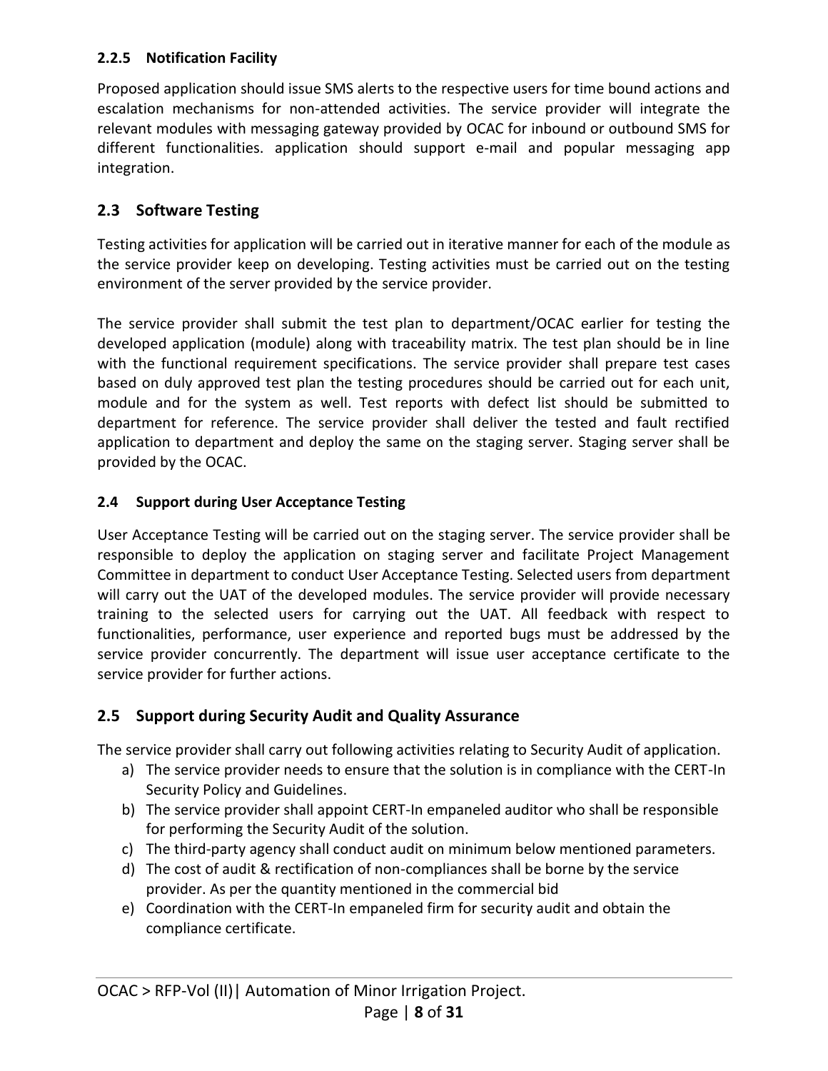#### 2.2.5 Notification Facility

Proposed application should issue SMS alerts to the respective users for time bound actions and escalation mechanisms for non-attended activities. The service provider will integrate the relevant modules with messaging gateway provided by OCAC for inbound or outbound SMS for different functionalities. application should support e-mail and popular messaging app integration.

## 2.3 Software Testing

Testing activities for application will be carried out in iterative manner for each of the module as the service provider keep on developing. Testing activities must be carried out on the testing environment of the server provided by the service provider.

The service provider shall submit the test plan to department/OCAC earlier for testing the developed application (module) along with traceability matrix. The test plan should be in line with the functional requirement specifications. The service provider shall prepare test cases based on duly approved test plan the testing procedures should be carried out for each unit, module and for the system as well. Test reports with defect list should be submitted to department for reference. The service provider shall deliver the tested and fault rectified application to department and deploy the same on the staging server. Staging server shall be provided by the OCAC.

### 2.4 Support during User Acceptance Testing

User Acceptance Testing will be carried out on the staging server. The service provider shall be responsible to deploy the application on staging server and facilitate Project Management Committee in department to conduct User Acceptance Testing. Selected users from department will carry out the UAT of the developed modules. The service provider will provide necessary training to the selected users for carrying out the UAT. All feedback with respect to functionalities, performance, user experience and reported bugs must be addressed by the service provider concurrently. The department will issue user acceptance certificate to the service provider for further actions.

## 2.5 Support during Security Audit and Quality Assurance

The service provider shall carry out following activities relating to Security Audit of application.

a) The service provider needs to ensure that the solution is in compliance with the CERT-In Security Policy and Guidelines.
b) The service provider shall appoint CERT-In empaneled auditor who shall be responsible for performing the Security Audit of the solution.
c) The third-party agency shall conduct audit on minimum below mentioned parameters.
d) The cost of audit & rectification of non-compliances shall be borne by the service provider. As per the quantity mentioned in the commercial bid
e) Coordination with the CERT-In empaneled firm for security audit and obtain the compliance certificate.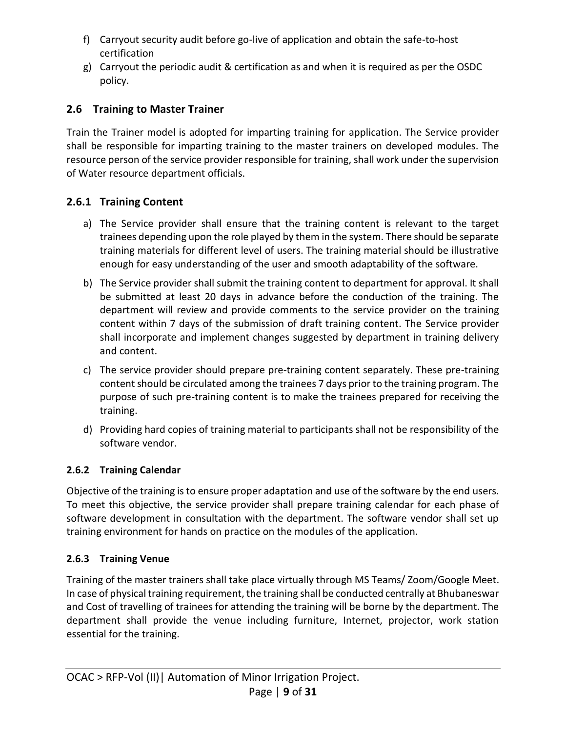f) Carryout security audit before go-live of application and obtain the safe-to-host certification

g) Carryout the periodic audit & certification as and when it is required as per the OSDC policy.

## 2.6 Training to Master Trainer

Train the Trainer model is adopted for imparting training for application. The Service provider shall be responsible for imparting training to the master trainers on developed modules. The resource person of the service provider responsible for training, shall work under the supervision of Water resource department officials.

### 2.6.1 Training Content

a) The Service provider shall ensure that the training content is relevant to the target trainees depending upon the role played by them in the system. There should be separate training materials for different level of users. The training material should be illustrative enough for easy understanding of the user and smooth adaptability of the software.

b) The Service provider shall submit the training content to department for approval. It shall be submitted at least 20 days in advance before the conduction of the training. The department will review and provide comments to the service provider on the training content within 7 days of the submission of draft training content. The Service provider shall incorporate and implement changes suggested by department in training delivery and content.

c) The service provider should prepare pre-training content separately. These pre-training content should be circulated among the trainees 7 days prior to the training program. The purpose of such pre-training content is to make the trainees prepared for receiving the training.

d) Providing hard copies of training material to participants shall not be responsibility of the software vendor.

#### 2.6.2 Training Calendar

Objective of the training is to ensure proper adaptation and use of the software by the end users. To meet this objective, the service provider shall prepare training calendar for each phase of software development in consultation with the department. The software vendor shall set up training environment for hands on practice on the modules of the application.

#### 2.6.3 Training Venue

Training of the master trainers shall take place virtually through MS Teams/ Zoom/Google Meet. In case of physical training requirement, the training shall be conducted centrally at Bhubaneswar and Cost of travelling of trainees for attending the training will be borne by the department. The department shall provide the venue including furniture, Internet, projector, work station essential for the training.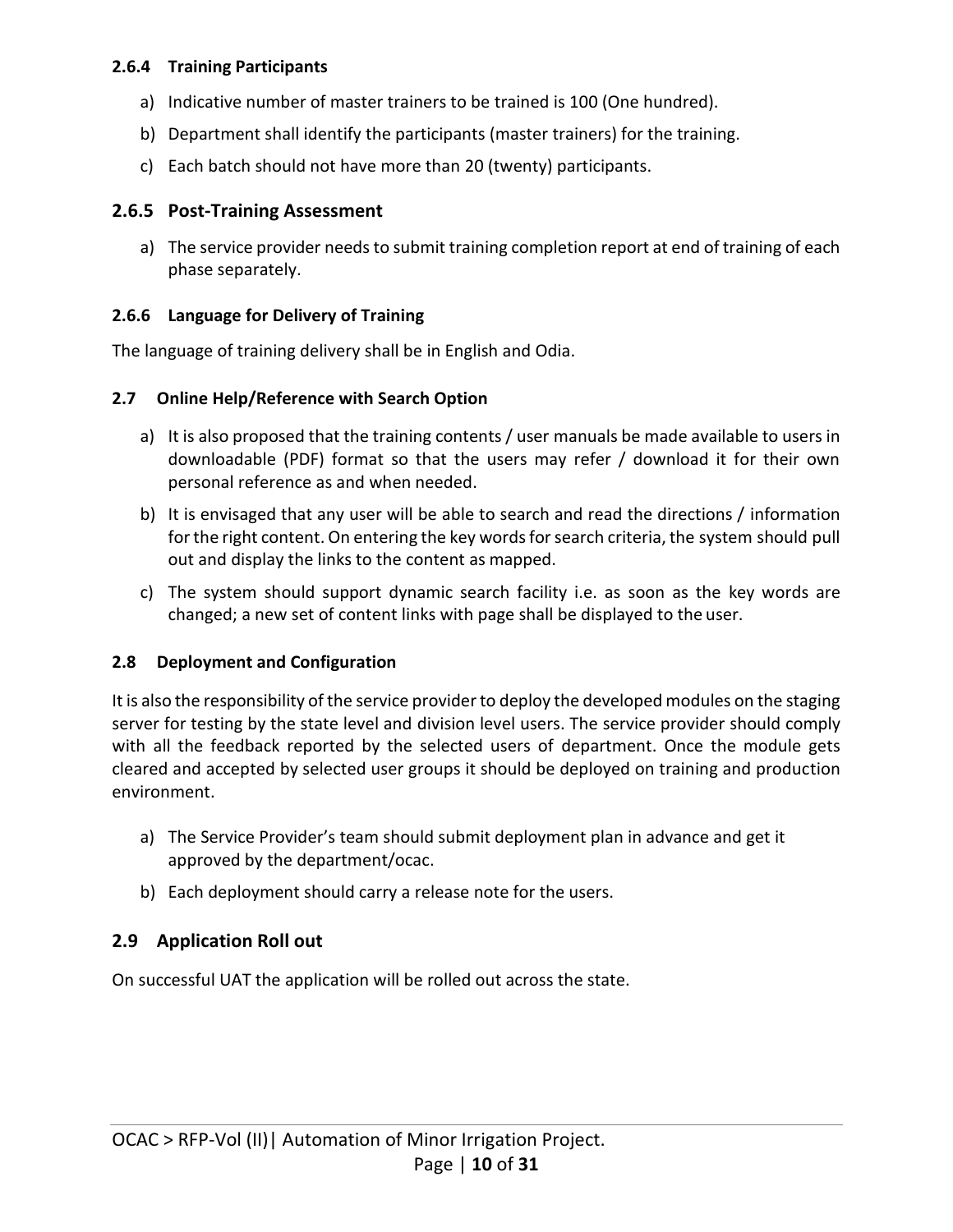#### 2.6.4 Training Participants

a) Indicative number of master trainers to be trained is 100 (One hundred).

b) Department shall identify the participants (master trainers) for the training.

c) Each batch should not have more than 20 (twenty) participants.

### 2.6.5 Post-Training Assessment

a) The service provider needs to submit training completion report at end of training of each phase separately.

#### 2.6.6 Language for Delivery of Training

The language of training delivery shall be in English and Odia.

#### 2.7 Online Help/Reference with Search Option

a) It is also proposed that the training contents / user manuals be made available to users in downloadable (PDF) format so that the users may refer / download it for their own personal reference as and when needed.

b) It is envisaged that any user will be able to search and read the directions / information for the right content. On entering the key words for search criteria, the system should pull out and display the links to the content as mapped.

c) The system should support dynamic search facility i.e. as soon as the key words are changed; a new set of content links with page shall be displayed to the user.

#### 2.8 Deployment and Configuration

It is also the responsibility of the service provider to deploy the developed modules on the staging server for testing by the state level and division level users. The service provider should comply with all the feedback reported by the selected users of department. Once the module gets cleared and accepted by selected user groups it should be deployed on training and production environment.

a) The Service Provider's team should submit deployment plan in advance and get it approved by the department/ocac.

b) Each deployment should carry a release note for the users.

### 2.9 Application Roll out

On successful UAT the application will be rolled out across the state.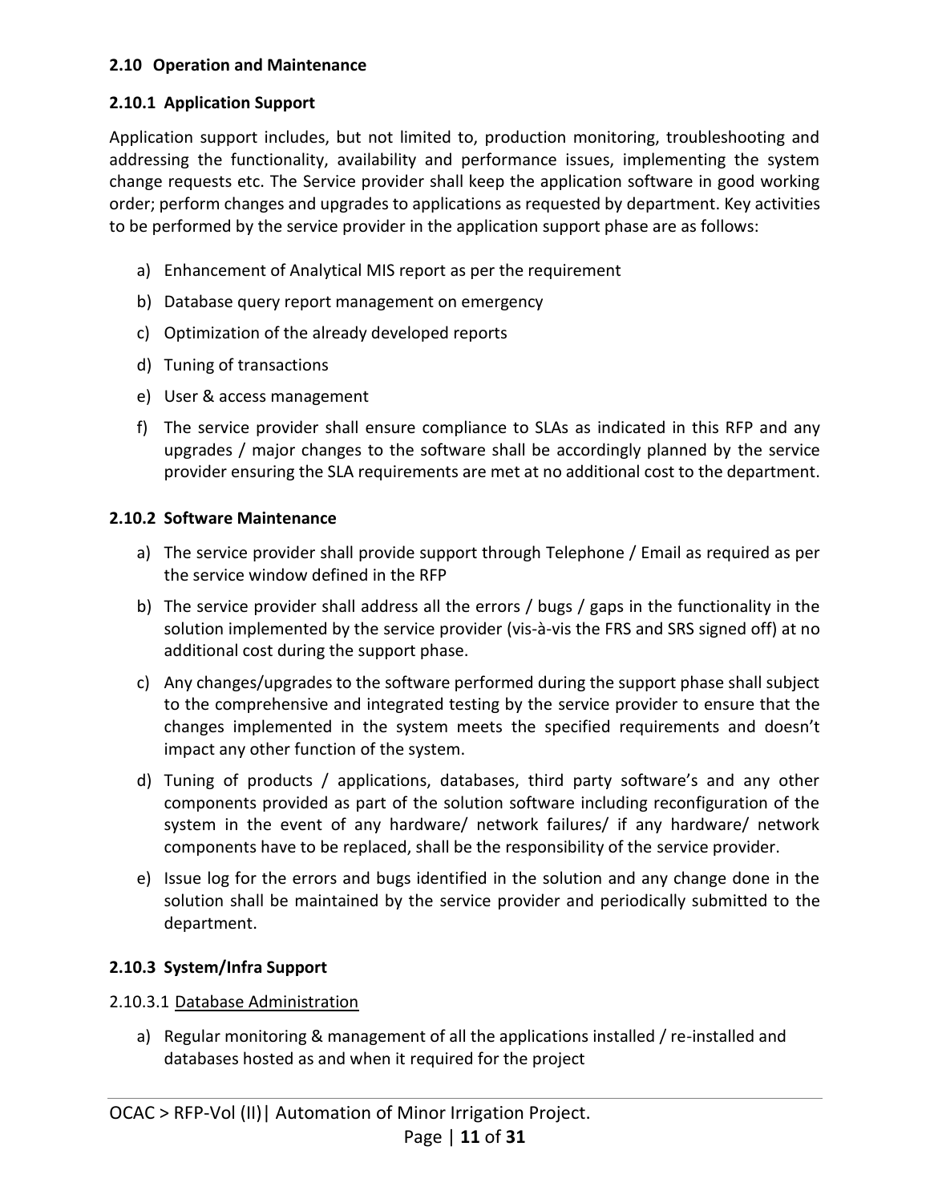### 2.10 Operation and Maintenance

#### 2.10.1 Application Support

Application support includes, but not limited to, production monitoring, troubleshooting and addressing the functionality, availability and performance issues, implementing the system change requests etc. The Service provider shall keep the application software in good working order; perform changes and upgrades to applications as requested by department. Key activities to be performed by the service provider in the application support phase are as follows:

a) Enhancement of Analytical MIS report as per the requirement
b) Database query report management on emergency
c) Optimization of the already developed reports
d) Tuning of transactions
e) User & access management
f) The service provider shall ensure compliance to SLAs as indicated in this RFP and any upgrades / major changes to the software shall be accordingly planned by the service provider ensuring the SLA requirements are met at no additional cost to the department.

#### 2.10.2 Software Maintenance

a) The service provider shall provide support through Telephone / Email as required as per the service window defined in the RFP
b) The service provider shall address all the errors / bugs / gaps in the functionality in the solution implemented by the service provider (vis-à-vis the FRS and SRS signed off) at no additional cost during the support phase.
c) Any changes/upgrades to the software performed during the support phase shall subject to the comprehensive and integrated testing by the service provider to ensure that the changes implemented in the system meets the specified requirements and doesn't impact any other function of the system.
d) Tuning of products / applications, databases, third party software's and any other components provided as part of the solution software including reconfiguration of the system in the event of any hardware/ network failures/ if any hardware/ network components have to be replaced, shall be the responsibility of the service provider.
e) Issue log for the errors and bugs identified in the solution and any change done in the solution shall be maintained by the service provider and periodically submitted to the department.

#### 2.10.3 System/Infra Support

2.10.3.1 Database Administration

a) Regular monitoring & management of all the applications installed / re-installed and databases hosted as and when it required for the project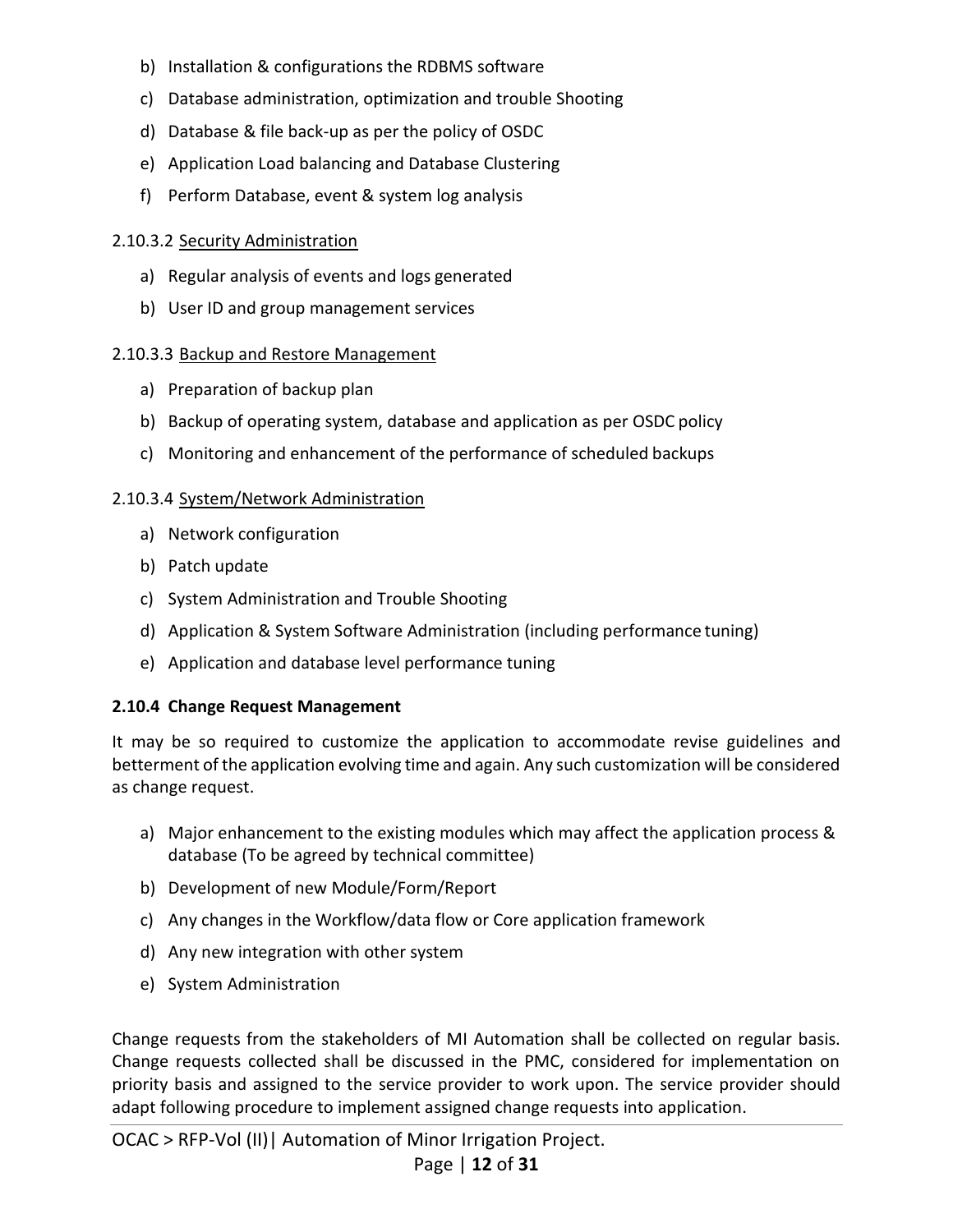b) Installation & configurations the RDBMS software

c) Database administration, optimization and trouble Shooting

d) Database & file back-up as per the policy of OSDC

e) Application Load balancing and Database Clustering

f) Perform Database, event & system log analysis

2.10.3.2 Security Administration

a) Regular analysis of events and logs generated

b) User ID and group management services

2.10.3.3 Backup and Restore Management

a) Preparation of backup plan

b) Backup of operating system, database and application as per OSDC policy

c) Monitoring and enhancement of the performance of scheduled backups

2.10.3.4 System/Network Administration

a) Network configuration

b) Patch update

c) System Administration and Trouble Shooting

d) Application & System Software Administration (including performance tuning)

e) Application and database level performance tuning

### 2.10.4 Change Request Management

It may be so required to customize the application to accommodate revise guidelines and betterment of the application evolving time and again. Any such customization will be considered as change request.

a) Major enhancement to the existing modules which may affect the application process & database (To be agreed by technical committee)

b) Development of new Module/Form/Report

c) Any changes in the Workflow/data flow or Core application framework

d) Any new integration with other system

e) System Administration

Change requests from the stakeholders of MI Automation shall be collected on regular basis. Change requests collected shall be discussed in the PMC, considered for implementation on priority basis and assigned to the service provider to work upon. The service provider should adapt following procedure to implement assigned change requests into application.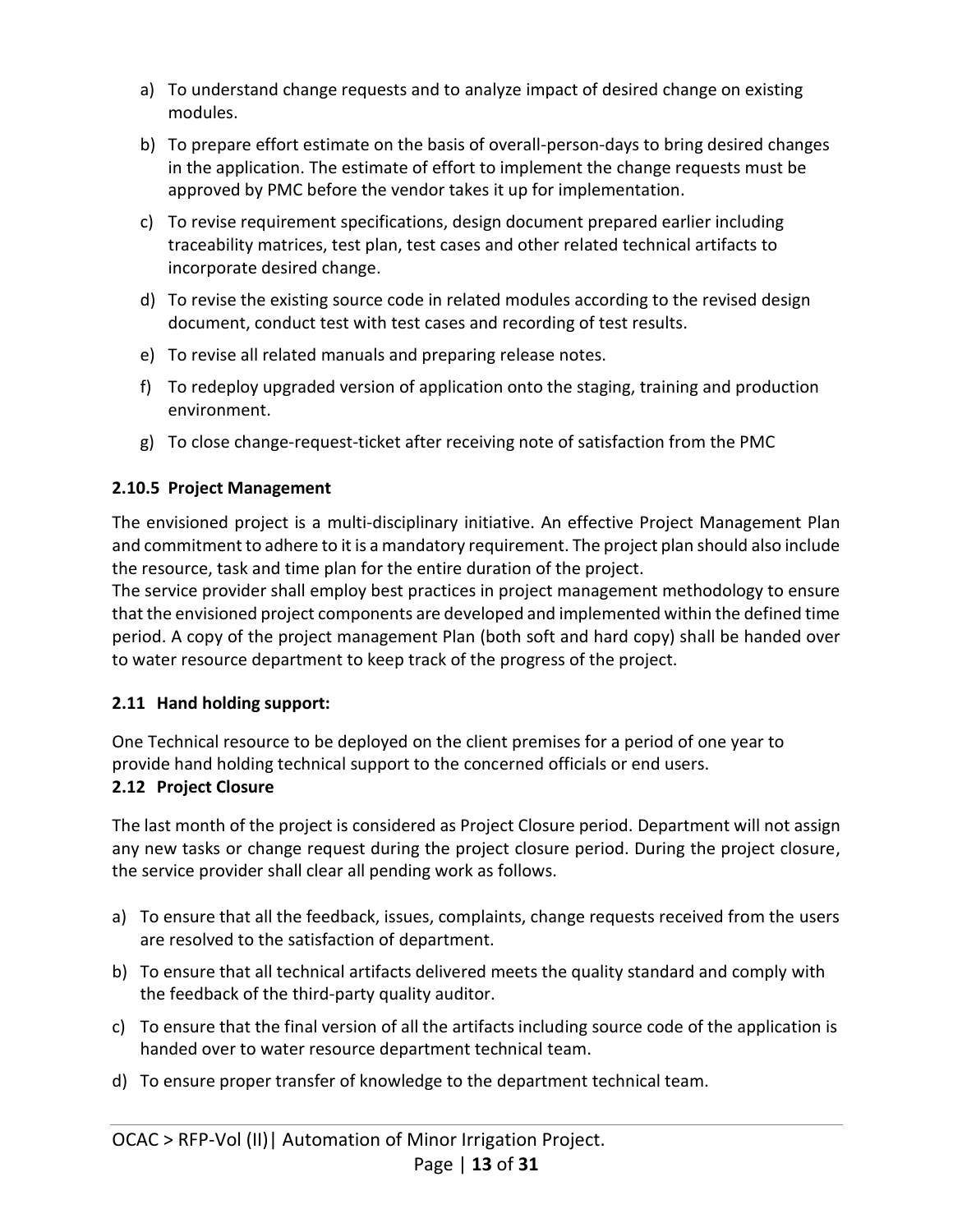a) To understand change requests and to analyze impact of desired change on existing modules.

b) To prepare effort estimate on the basis of overall-person-days to bring desired changes in the application. The estimate of effort to implement the change requests must be approved by PMC before the vendor takes it up for implementation.

c) To revise requirement specifications, design document prepared earlier including traceability matrices, test plan, test cases and other related technical artifacts to incorporate desired change.

d) To revise the existing source code in related modules according to the revised design document, conduct test with test cases and recording of test results.

e) To revise all related manuals and preparing release notes.

f) To redeploy upgraded version of application onto the staging, training and production environment.

g) To close change-request-ticket after receiving note of satisfaction from the PMC

### 2.10.5 Project Management

The envisioned project is a multi-disciplinary initiative. An effective Project Management Plan and commitment to adhere to it is a mandatory requirement. The project plan should also include the resource, task and time plan for the entire duration of the project.

The service provider shall employ best practices in project management methodology to ensure that the envisioned project components are developed and implemented within the defined time period. A copy of the project management Plan (both soft and hard copy) shall be handed over to water resource department to keep track of the progress of the project.

## 2.11 Hand holding support:

One Technical resource to be deployed on the client premises for a period of one year to provide hand holding technical support to the concerned officials or end users.

## 2.12 Project Closure

The last month of the project is considered as Project Closure period. Department will not assign any new tasks or change request during the project closure period. During the project closure, the service provider shall clear all pending work as follows.

a) To ensure that all the feedback, issues, complaints, change requests received from the users are resolved to the satisfaction of department.

b) To ensure that all technical artifacts delivered meets the quality standard and comply with the feedback of the third-party quality auditor.

c) To ensure that the final version of all the artifacts including source code of the application is handed over to water resource department technical team.

d) To ensure proper transfer of knowledge to the department technical team.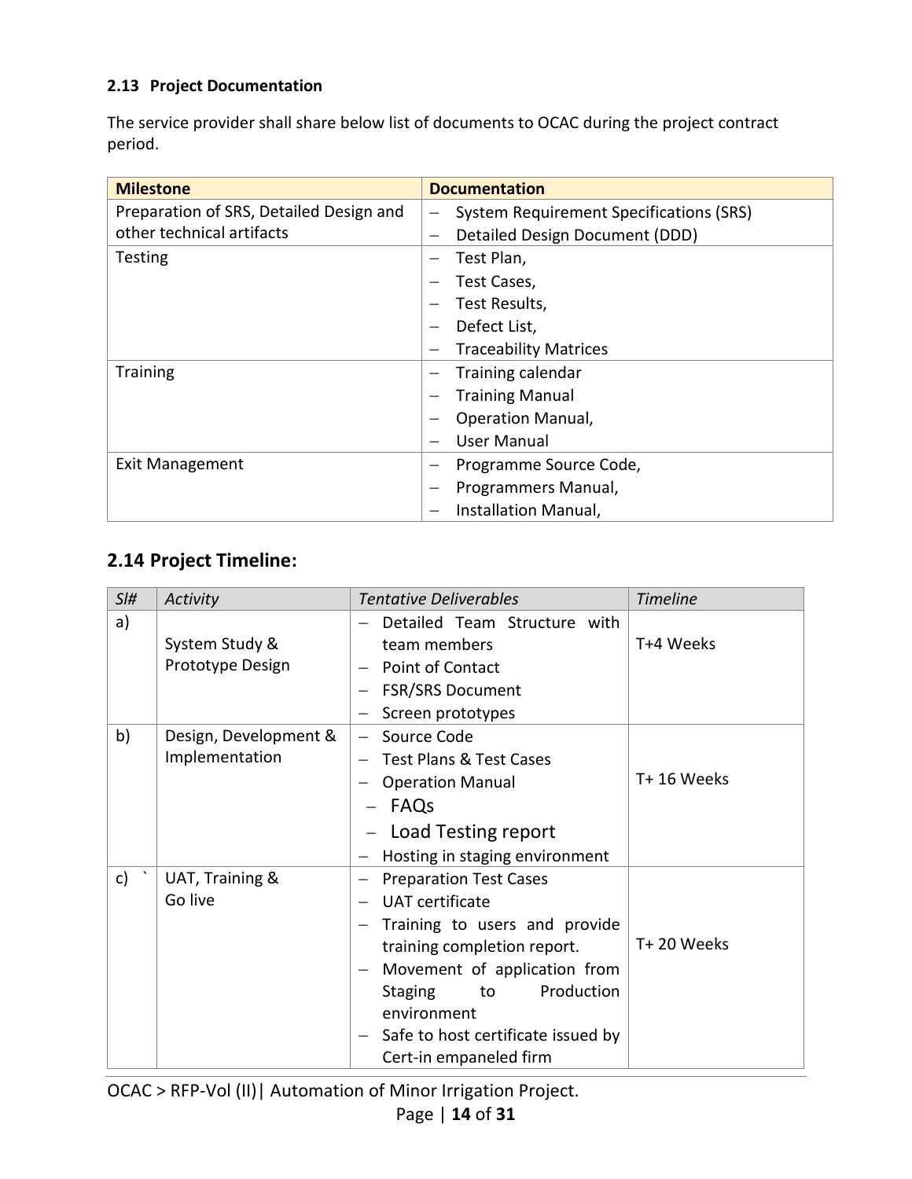### 2.13 Project Documentation

The service provider shall share below list of documents to OCAC during the project contract period.

| Milestone | Documentation |
|---|---|
| Preparation of SRS, Detailed Design and other technical artifacts | – System Requirement Specifications (SRS)<br>– Detailed Design Document (DDD) |
| Testing | – Test Plan,<br>– Test Cases,<br>– Test Results,<br>– Defect List,<br>– Traceability Matrices |
| Training | – Training calendar<br>– Training Manual<br>– Operation Manual,<br>– User Manual |
| Exit Management | – Programme Source Code,<br>– Programmers Manual,<br>– Installation Manual, |

## 2.14 Project Timeline:

| *Sl#* | *Activity* | *Tentative Deliverables* | *Timeline* |
|---|---|---|---|
| a) | System Study & Prototype Design | – Detailed Team Structure with team members<br>– Point of Contact<br>– FSR/SRS Document<br>– Screen prototypes | T+4 Weeks |
| b) | Design, Development & Implementation | – Source Code<br>– Test Plans & Test Cases<br>– Operation Manual<br>– FAQs<br>– Load Testing report<br>– Hosting in staging environment | T+ 16 Weeks |
| c) ` | UAT, Training & Go live | – Preparation Test Cases<br>– UAT certificate<br>– Training to users and provide training completion report.<br>– Movement of application from Staging to Production environment<br>– Safe to host certificate issued by Cert-in empaneled firm | T+ 20 Weeks |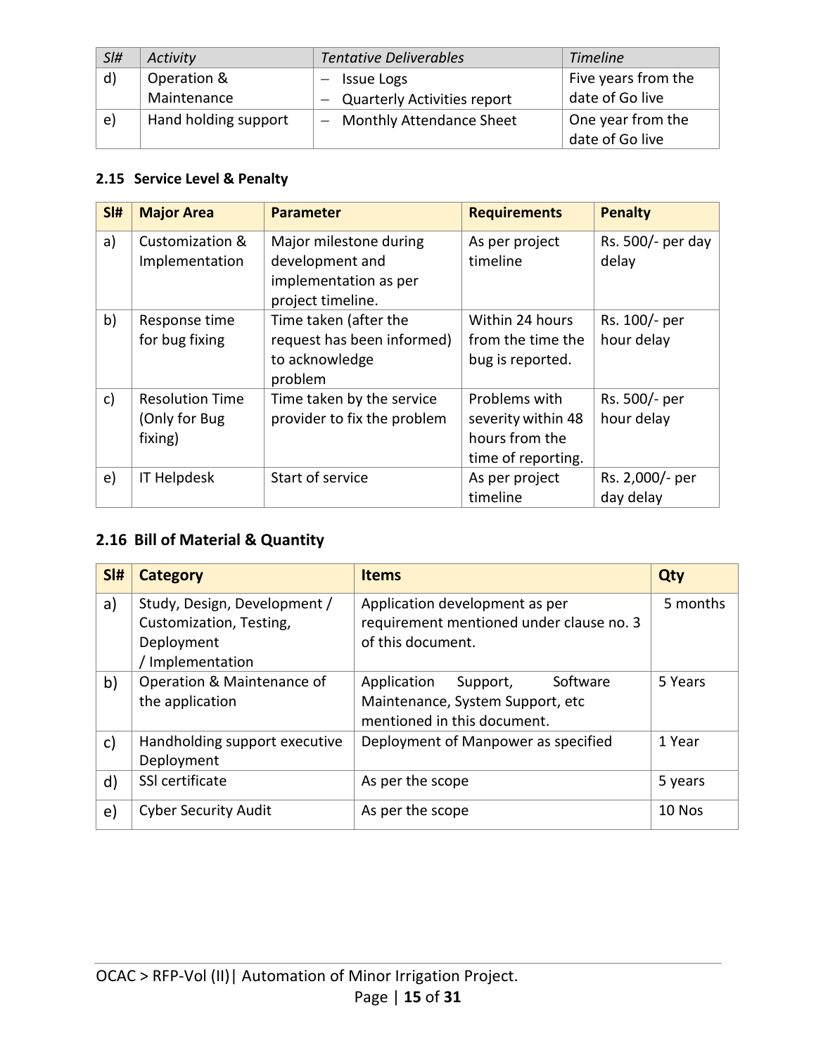| *Sl#* | *Activity* | *Tentative Deliverables* | *Timeline* |
|---|---|---|---|
| d) | Operation & Maintenance | – Issue Logs<br>– Quarterly Activities report | Five years from the date of Go live |
| e) | Hand holding support | – Monthly Attendance Sheet | One year from the date of Go live |

### 2.15 Service Level & Penalty

| Sl# | Major Area | Parameter | Requirements | Penalty |
|---|---|---|---|---|
| a) | Customization & Implementation | Major milestone during development and implementation as per project timeline. | As per project timeline | Rs. 500/- per day delay |
| b) | Response time for bug fixing | Time taken (after the request has been informed) to acknowledge problem | Within 24 hours from the time the bug is reported. | Rs. 100/- per hour delay |
| c) | Resolution Time (Only for Bug fixing) | Time taken by the service provider to fix the problem | Problems with severity within 48 hours from the time of reporting. | Rs. 500/- per hour delay |
| e) | IT Helpdesk | Start of service | As per project timeline | Rs. 2,000/- per day delay |

### 2.16 Bill of Material & Quantity

| Sl# | Category | Items | Qty |
|---|---|---|---|
| a) | Study, Design, Development / Customization, Testing, Deployment / Implementation | Application development as per requirement mentioned under clause no. 3 of this document. | 5 months |
| b) | Operation & Maintenance of the application | Application Support, Software Maintenance, System Support, etc mentioned in this document. | 5 Years |
| c) | Handholding support executive Deployment | Deployment of Manpower as specified | 1 Year |
| d) | SSl certificate | As per the scope | 5 years |
| e) | Cyber Security Audit | As per the scope | 10 Nos |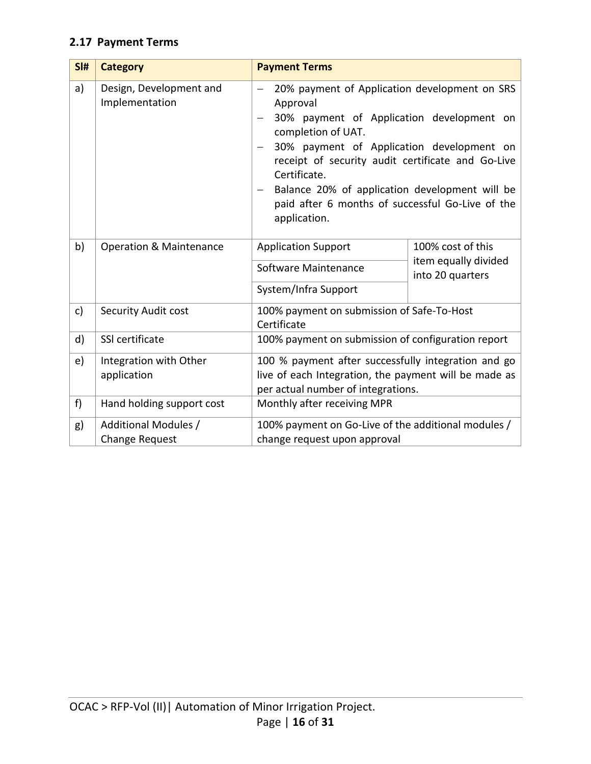## 2.17 Payment Terms

| Sl# | Category | Payment Terms | |
|---|---|---|---|
| a) | Design, Development and Implementation | – 20% payment of Application development on SRS Approval<br>– 30% payment of Application development on completion of UAT.<br>– 30% payment of Application development on receipt of security audit certificate and Go-Live Certificate.<br>– Balance 20% of application development will be paid after 6 months of successful Go-Live of the application. | |
| b) | Operation & Maintenance | Application Support | 100% cost of this item equally divided into 20 quarters |
| | | Software Maintenance | |
| | | System/Infra Support | |
| c) | Security Audit cost | 100% payment on submission of Safe-To-Host Certificate | |
| d) | SSl certificate | 100% payment on submission of configuration report | |
| e) | Integration with Other application | 100 % payment after successfully integration and go live of each Integration, the payment will be made as per actual number of integrations. | |
| f) | Hand holding support cost | Monthly after receiving MPR | |
| g) | Additional Modules / Change Request | 100% payment on Go-Live of the additional modules / change request upon approval | |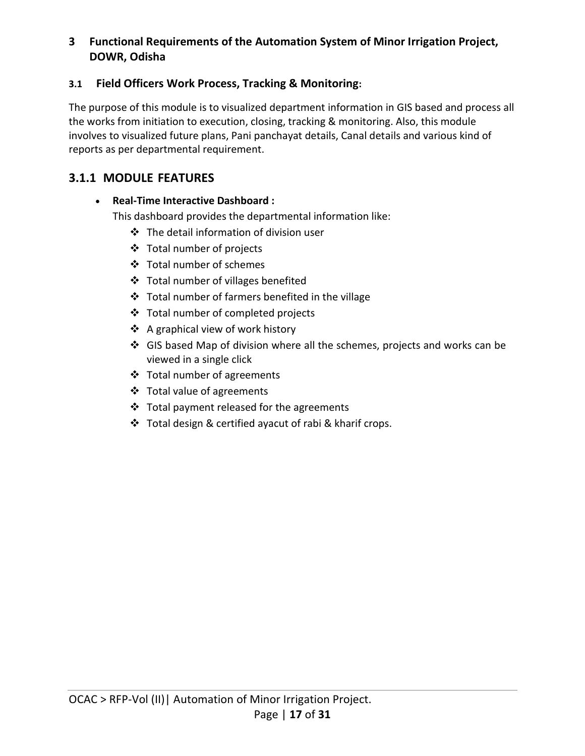# 3 Functional Requirements of the Automation System of Minor Irrigation Project, DOWR, Odisha

## 3.1 Field Officers Work Process, Tracking & Monitoring:

The purpose of this module is to visualized department information in GIS based and process all the works from initiation to execution, closing, tracking & monitoring. Also, this module involves to visualized future plans, Pani panchayat details, Canal details and various kind of reports as per departmental requirement.

### 3.1.1 MODULE FEATURES

- **Real-Time Interactive Dashboard :**

  This dashboard provides the departmental information like:

  - The detail information of division user
  - Total number of projects
  - Total number of schemes
  - Total number of villages benefited
  - Total number of farmers benefited in the village
  - Total number of completed projects
  - A graphical view of work history
  - GIS based Map of division where all the schemes, projects and works can be viewed in a single click
  - Total number of agreements
  - Total value of agreements
  - Total payment released for the agreements
  - Total design & certified ayacut of rabi & kharif crops.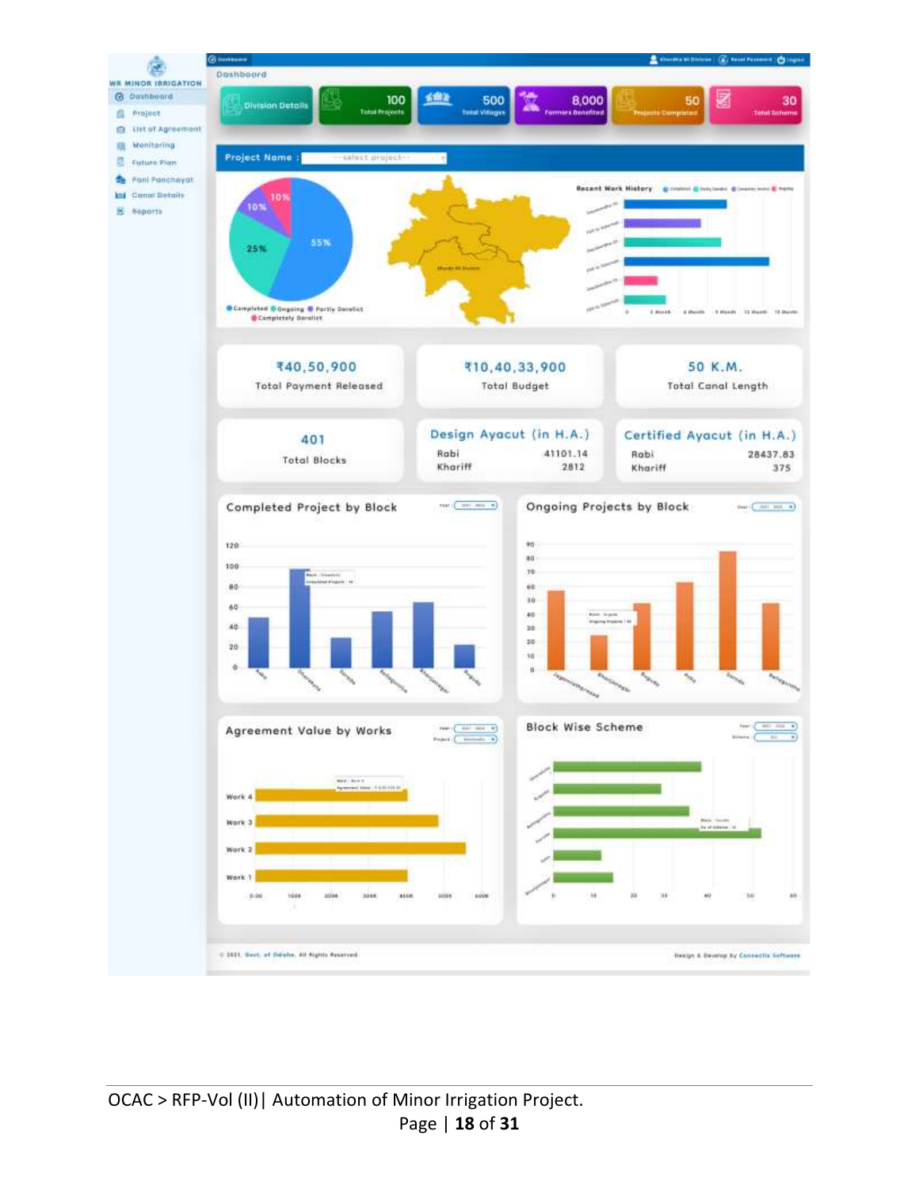WR MINOR IRRIGATION

- Dashboard
- Project
- List of Agreement
- Monitoring
- Future Plan
- Pani Panchayat
- Canal Details
- Reports

Dashboard

| Division Details | 100 Total Projects | 500 Total Villages | 8,000 Farmers Benefited | 50 Projects Completed | 30 Total Scheme |
|---|---|---|---|---|---|

Project Name : --select project--

55% · 25% · 10% · 10%

Completed · Ongoing · Partly Derelict · Completely Derelict

Recent Work History

| ₹40,50,900 | ₹10,40,33,900 | 50 K.M. |
|---|---|---|
| Total Payment Released | Total Budget | Total Canal Length |

| 401 | Design Ayacut (in H.A.) | Certified Ayacut (in H.A.) |
|---|---|---|
| Total Blocks | Rabi 41101.14 | Rabi 28437.83 |
| | Khariff 2812 | Khariff 375 |

Completed Project by Block

Ongoing Projects by Block

Agreement Value by Works

Work 4 · Work 3 · Work 2 · Work 1

Block Wise Scheme

© 2021, Govt. of Odisha. All Rights Reserved. · Design & Develop by Connectis Software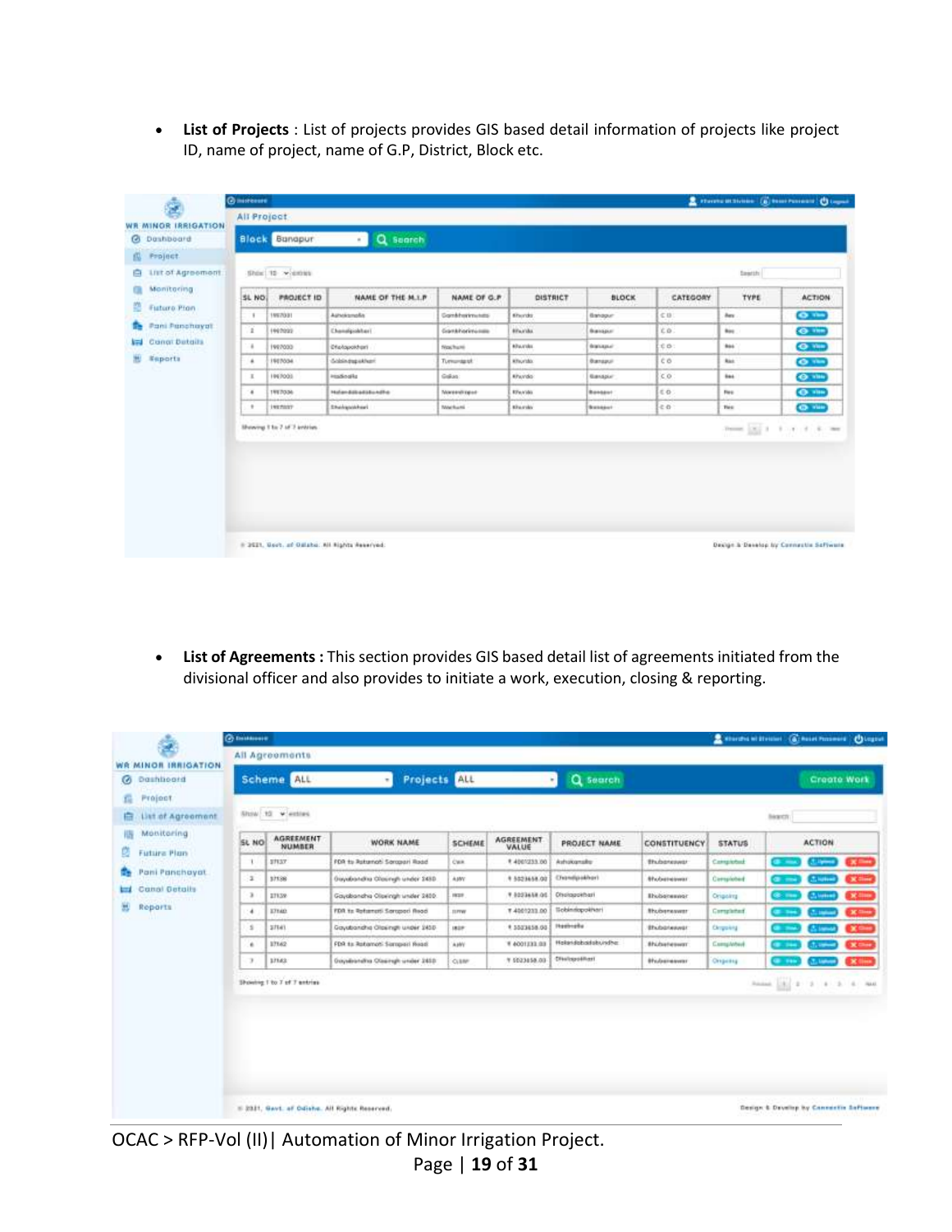- **List of Projects** : List of projects provides GIS based detail information of projects like project ID, name of project, name of G.P, District, Block etc.

- **List of Agreements :** This section provides GIS based detail list of agreements initiated from the divisional officer and also provides to initiate a work, execution, closing & reporting.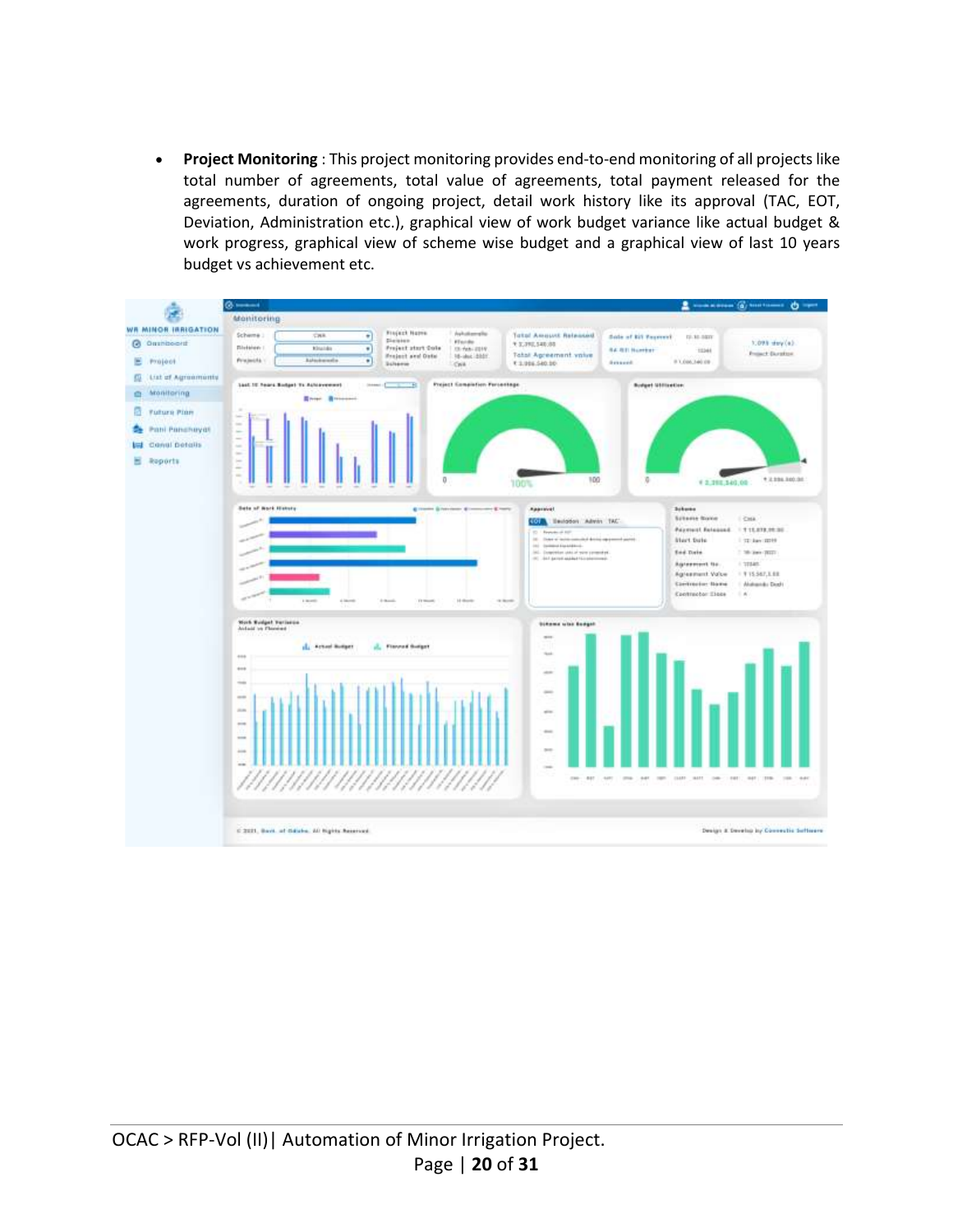- **Project Monitoring** : This project monitoring provides end-to-end monitoring of all projects like total number of agreements, total value of agreements, total payment released for the agreements, duration of ongoing project, detail work history like its approval (TAC, EOT, Deviation, Administration etc.), graphical view of work budget variance like actual budget & work progress, graphical view of scheme wise budget and a graphical view of last 10 years budget vs achievement etc.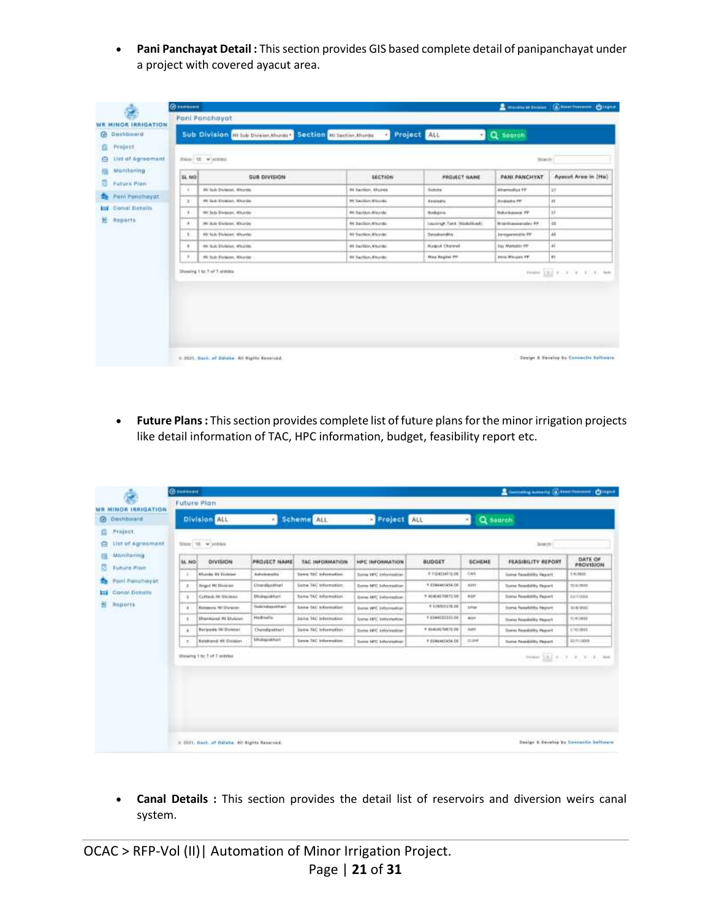- **Pani Panchayat Detail :** This section provides GIS based complete detail of panipanchayat under a project with covered ayacut area.

- **Future Plans :** This section provides complete list of future plans for the minor irrigation projects like detail information of TAC, HPC information, budget, feasibility report etc.

- **Canal Details :** This section provides the detail list of reservoirs and diversion weirs canal system.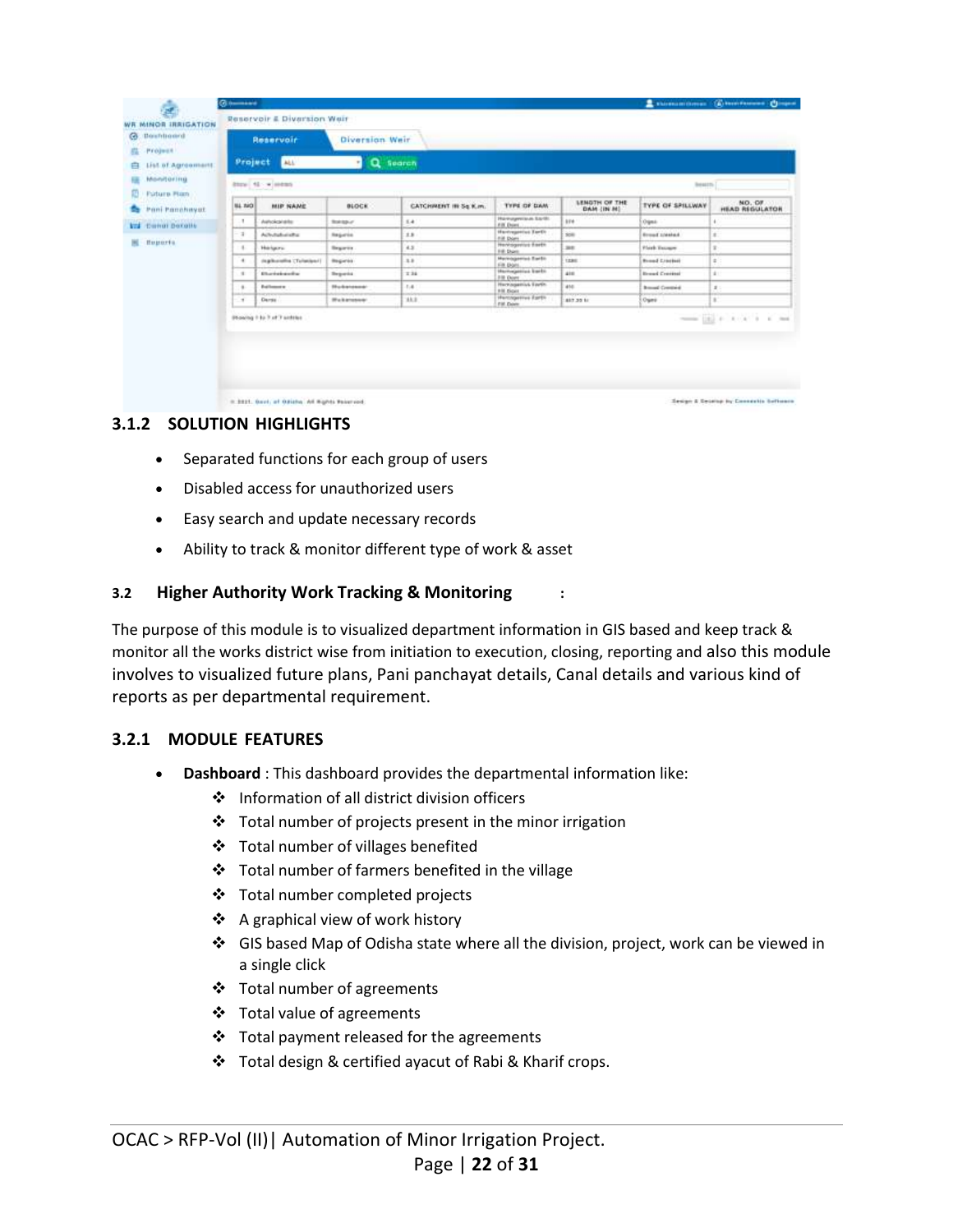### 3.1.2 SOLUTION HIGHLIGHTS

- Separated functions for each group of users
- Disabled access for unauthorized users
- Easy search and update necessary records
- Ability to track & monitor different type of work & asset

## 3.2 Higher Authority Work Tracking & Monitoring :

The purpose of this module is to visualized department information in GIS based and keep track & monitor all the works district wise from initiation to execution, closing, reporting and also this module involves to visualized future plans, Pani panchayat details, Canal details and various kind of reports as per departmental requirement.

### 3.2.1 MODULE FEATURES

- **Dashboard** : This dashboard provides the departmental information like:
  - ❖ Information of all district division officers
  - ❖ Total number of projects present in the minor irrigation
  - ❖ Total number of villages benefited
  - ❖ Total number of farmers benefited in the village
  - ❖ Total number completed projects
  - ❖ A graphical view of work history
  - ❖ GIS based Map of Odisha state where all the division, project, work can be viewed in a single click
  - ❖ Total number of agreements
  - ❖ Total value of agreements
  - ❖ Total payment released for the agreements
  - ❖ Total design & certified ayacut of Rabi & Kharif crops.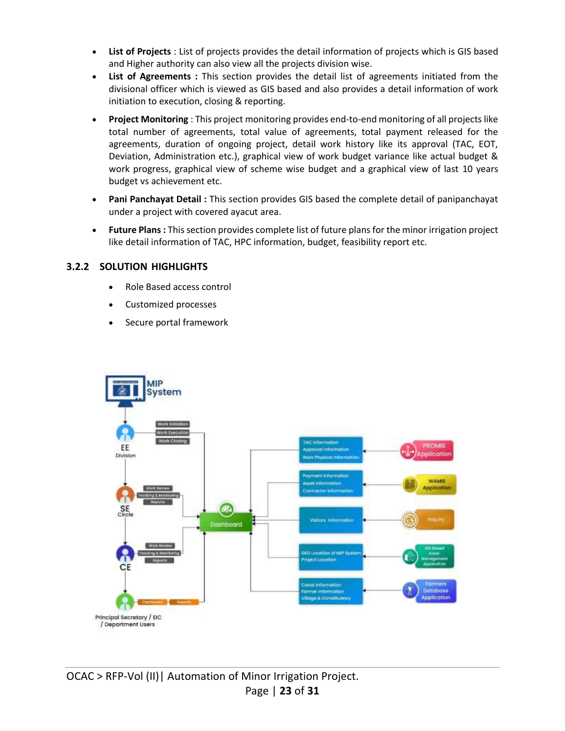- **List of Projects** : List of projects provides the detail information of projects which is GIS based and Higher authority can also view all the projects division wise.
- **List of Agreements :** This section provides the detail list of agreements initiated from the divisional officer which is viewed as GIS based and also provides a detail information of work initiation to execution, closing & reporting.
- **Project Monitoring** : This project monitoring provides end-to-end monitoring of all projects like total number of agreements, total value of agreements, total payment released for the agreements, duration of ongoing project, detail work history like its approval (TAC, EOT, Deviation, Administration etc.), graphical view of work budget variance like actual budget & work progress, graphical view of scheme wise budget and a graphical view of last 10 years budget vs achievement etc.
- **Pani Panchayat Detail :** This section provides GIS based the complete detail of panipanchayat under a project with covered ayacut area.
- **Future Plans :** This section provides complete list of future plans for the minor irrigation project like detail information of TAC, HPC information, budget, feasibility report etc.

### 3.2.2 SOLUTION HIGHLIGHTS

- Role Based access control
- Customized processes
- Secure portal framework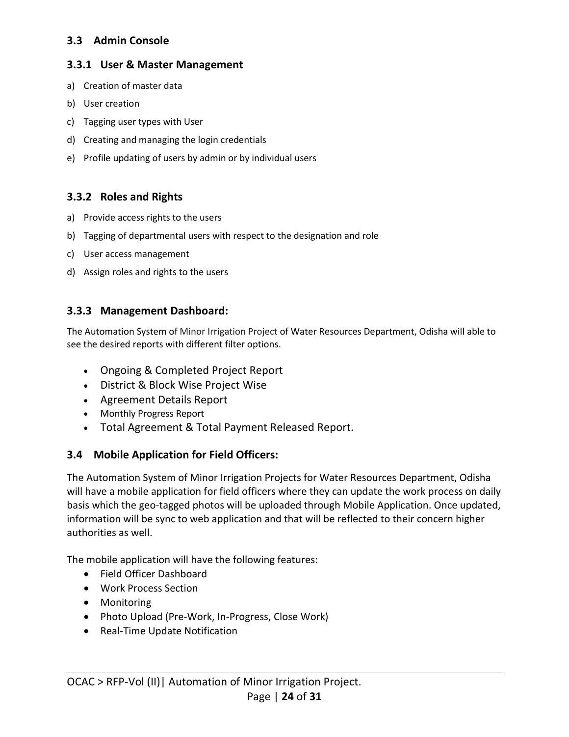## 3.3 Admin Console

### 3.3.1 User & Master Management

a) Creation of master data

b) User creation

c) Tagging user types with User

d) Creating and managing the login credentials

e) Profile updating of users by admin or by individual users

### 3.3.2 Roles and Rights

a) Provide access rights to the users

b) Tagging of departmental users with respect to the designation and role

c) User access management

d) Assign roles and rights to the users

### 3.3.3 Management Dashboard:

The Automation System of Minor Irrigation Project of Water Resources Department, Odisha will able to see the desired reports with different filter options.

- Ongoing & Completed Project Report
- District & Block Wise Project Wise
- Agreement Details Report
- Monthly Progress Report
- Total Agreement & Total Payment Released Report.

## 3.4 Mobile Application for Field Officers:

The Automation System of Minor Irrigation Projects for Water Resources Department, Odisha will have a mobile application for field officers where they can update the work process on daily basis which the geo-tagged photos will be uploaded through Mobile Application. Once updated, information will be sync to web application and that will be reflected to their concern higher authorities as well.

The mobile application will have the following features:

- Field Officer Dashboard
- Work Process Section
- Monitoring
- Photo Upload (Pre-Work, In-Progress, Close Work)
- Real-Time Update Notification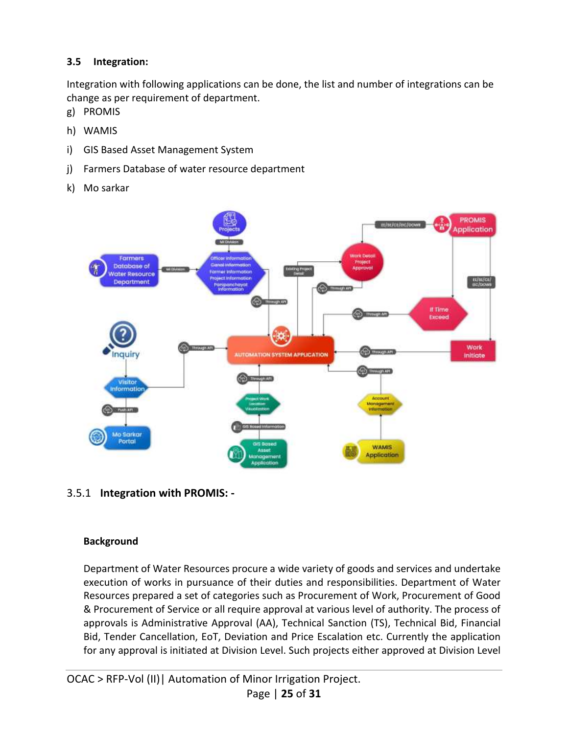### 3.5 Integration:

Integration with following applications can be done, the list and number of integrations can be change as per requirement of department.

g) PROMIS

h) WAMIS

i) GIS Based Asset Management System

j) Farmers Database of water resource department

k) Mo sarkar

#### 3.5.1 Integration with PROMIS: -

**Background**

Department of Water Resources procure a wide variety of goods and services and undertake execution of works in pursuance of their duties and responsibilities. Department of Water Resources prepared a set of categories such as Procurement of Work, Procurement of Good & Procurement of Service or all require approval at various level of authority. The process of approvals is Administrative Approval (AA), Technical Sanction (TS), Technical Bid, Financial Bid, Tender Cancellation, EoT, Deviation and Price Escalation etc. Currently the application for any approval is initiated at Division Level. Such projects either approved at Division Level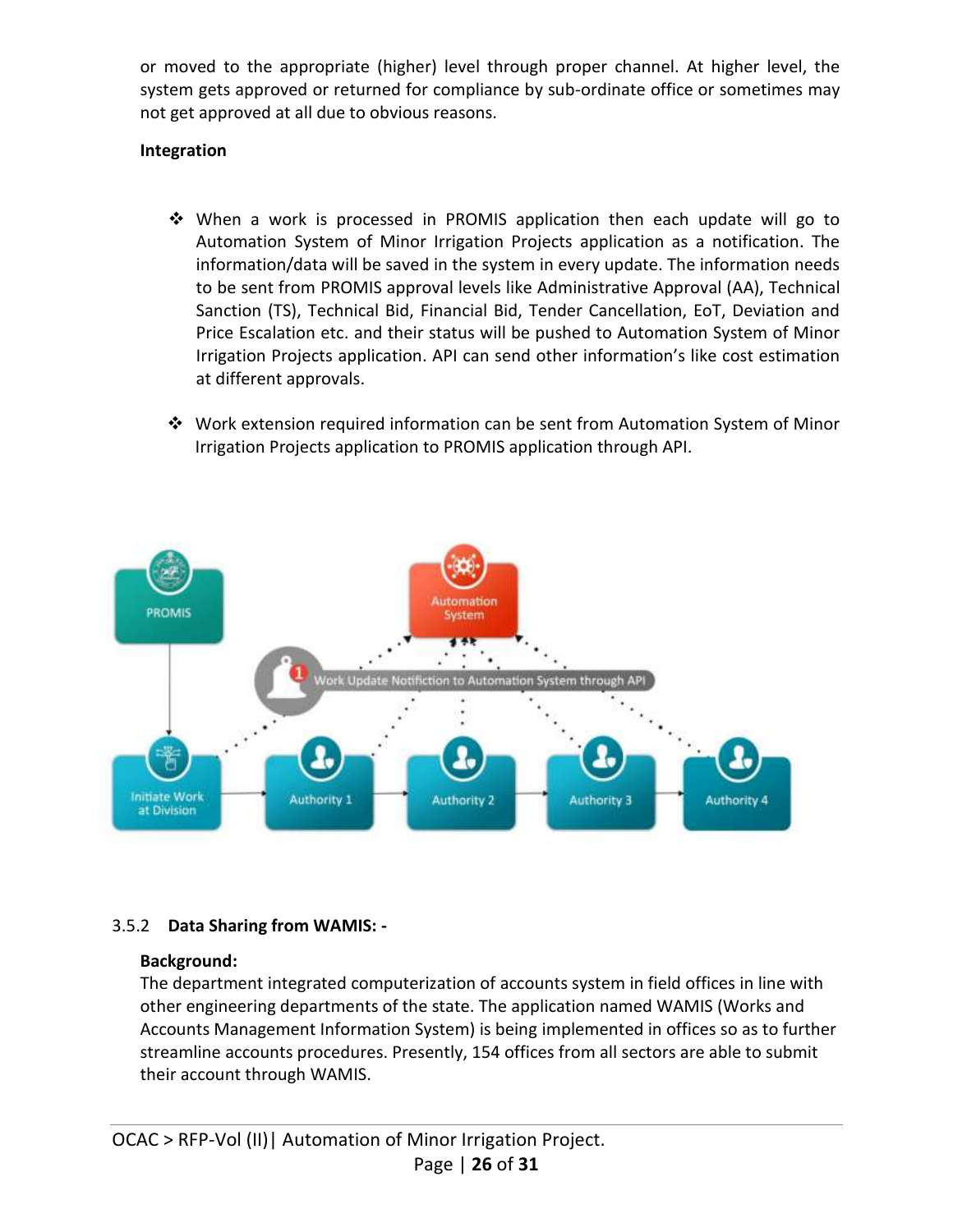or moved to the appropriate (higher) level through proper channel. At higher level, the system gets approved or returned for compliance by sub-ordinate office or sometimes may not get approved at all due to obvious reasons.

**Integration**

- ❖ When a work is processed in PROMIS application then each update will go to Automation System of Minor Irrigation Projects application as a notification. The information/data will be saved in the system in every update. The information needs to be sent from PROMIS approval levels like Administrative Approval (AA), Technical Sanction (TS), Technical Bid, Financial Bid, Tender Cancellation, EoT, Deviation and Price Escalation etc. and their status will be pushed to Automation System of Minor Irrigation Projects application. API can send other information's like cost estimation at different approvals.

- ❖ Work extension required information can be sent from Automation System of Minor Irrigation Projects application to PROMIS application through API.

### 3.5.2 **Data Sharing from WAMIS: -**

**Background:**

The department integrated computerization of accounts system in field offices in line with other engineering departments of the state. The application named WAMIS (Works and Accounts Management Information System) is being implemented in offices so as to further streamline accounts procedures. Presently, 154 offices from all sectors are able to submit their account through WAMIS.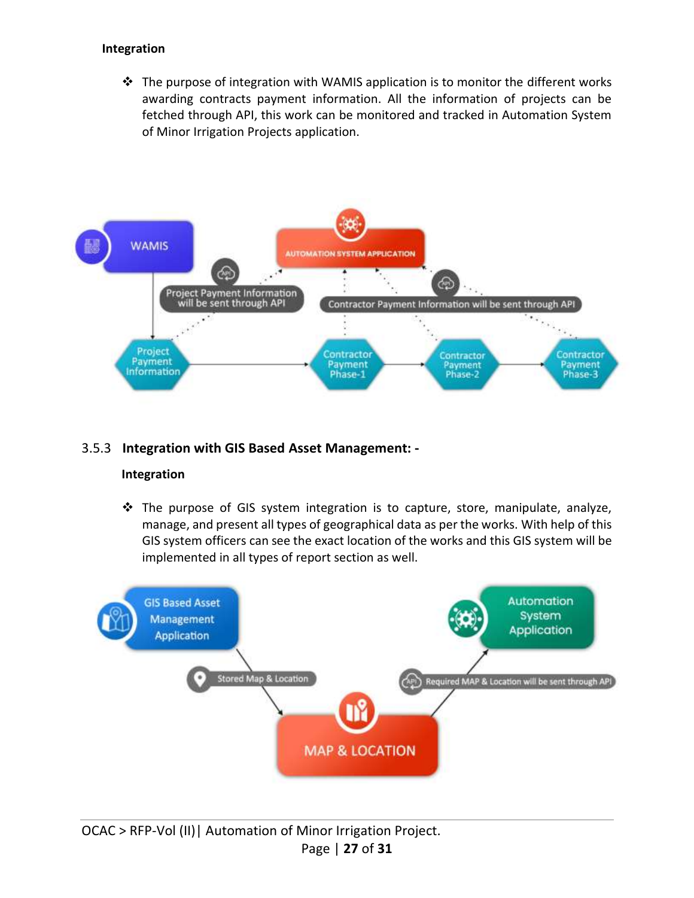**Integration**

❖ The purpose of integration with WAMIS application is to monitor the different works awarding contracts payment information. All the information of projects can be fetched through API, this work can be monitored and tracked in Automation System of Minor Irrigation Projects application.

### 3.5.3 Integration with GIS Based Asset Management: -

**Integration**

❖ The purpose of GIS system integration is to capture, store, manipulate, analyze, manage, and present all types of geographical data as per the works. With help of this GIS system officers can see the exact location of the works and this GIS system will be implemented in all types of report section as well.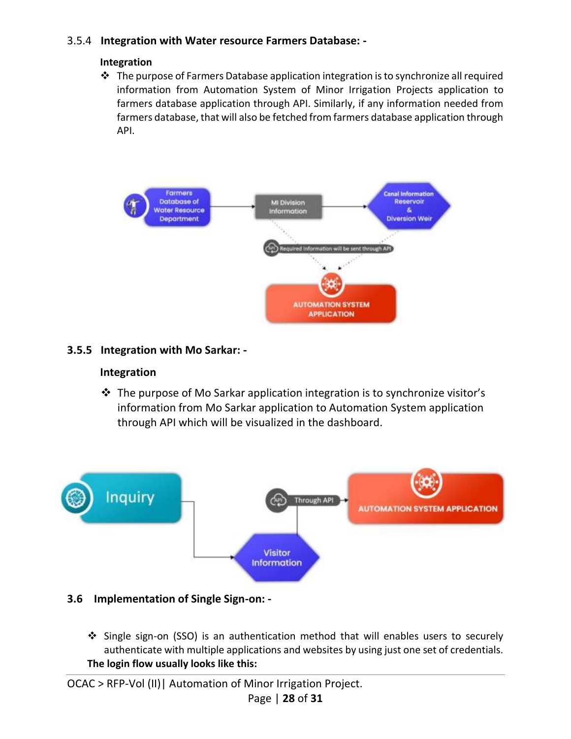### 3.5.4 Integration with Water resource Farmers Database: -

**Integration**

- The purpose of Farmers Database application integration is to synchronize all required information from Automation System of Minor Irrigation Projects application to farmers database application through API. Similarly, if any information needed from farmers database, that will also be fetched from farmers database application through API.

### 3.5.5 Integration with Mo Sarkar: -

**Integration**

- The purpose of Mo Sarkar application integration is to synchronize visitor's information from Mo Sarkar application to Automation System application through API which will be visualized in the dashboard.

## 3.6 Implementation of Single Sign-on: -

- Single sign-on (SSO) is an authentication method that will enables users to securely authenticate with multiple applications and websites by using just one set of credentials.

**The login flow usually looks like this:**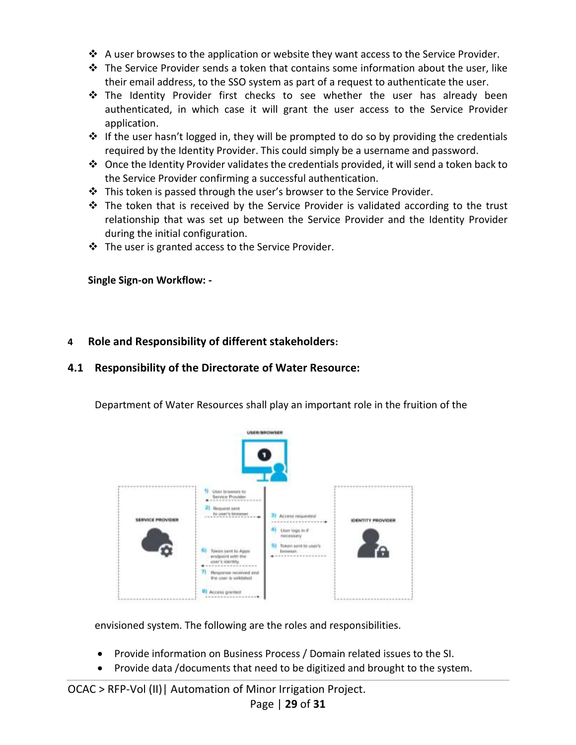- A user browses to the application or website they want access to the Service Provider.
- The Service Provider sends a token that contains some information about the user, like their email address, to the SSO system as part of a request to authenticate the user.
- The Identity Provider first checks to see whether the user has already been authenticated, in which case it will grant the user access to the Service Provider application.
- If the user hasn't logged in, they will be prompted to do so by providing the credentials required by the Identity Provider. This could simply be a username and password.
- Once the Identity Provider validates the credentials provided, it will send a token back to the Service Provider confirming a successful authentication.
- This token is passed through the user's browser to the Service Provider.
- The token that is received by the Service Provider is validated according to the trust relationship that was set up between the Service Provider and the Identity Provider during the initial configuration.
- The user is granted access to the Service Provider.

**Single Sign-on Workflow: -**

## 4 Role and Responsibility of different stakeholders:

### 4.1 Responsibility of the Directorate of Water Resource:

Department of Water Resources shall play an important role in the fruition of the envisioned system. The following are the roles and responsibilities.

- Provide information on Business Process / Domain related issues to the SI.
- Provide data /documents that need to be digitized and brought to the system.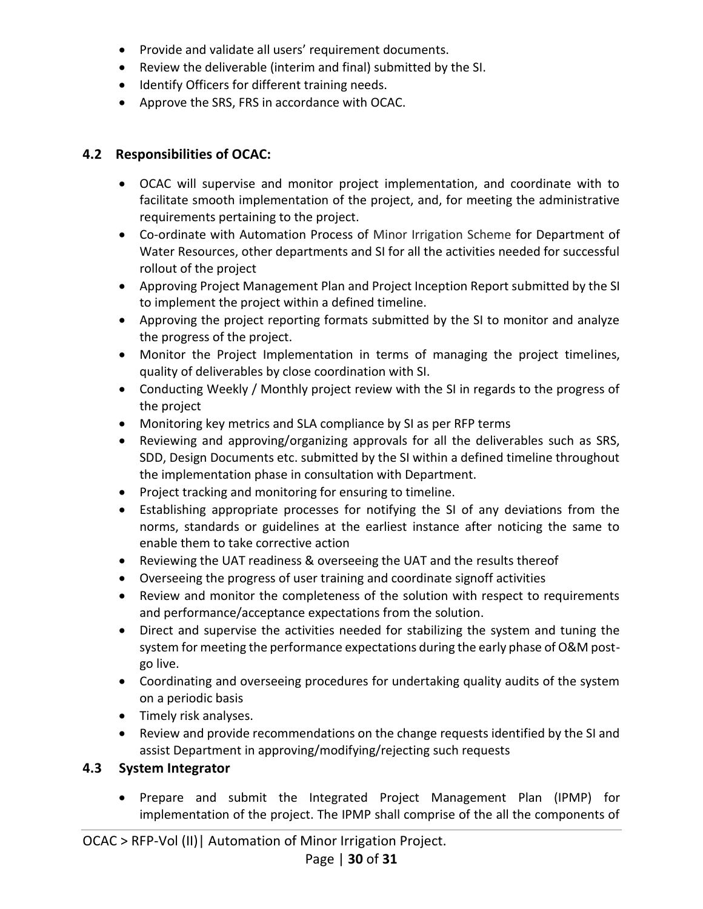- Provide and validate all users' requirement documents.
- Review the deliverable (interim and final) submitted by the SI.
- Identify Officers for different training needs.
- Approve the SRS, FRS in accordance with OCAC.

### 4.2 Responsibilities of OCAC:

- OCAC will supervise and monitor project implementation, and coordinate with to facilitate smooth implementation of the project, and, for meeting the administrative requirements pertaining to the project.
- Co-ordinate with Automation Process of Minor Irrigation Scheme for Department of Water Resources, other departments and SI for all the activities needed for successful rollout of the project
- Approving Project Management Plan and Project Inception Report submitted by the SI to implement the project within a defined timeline.
- Approving the project reporting formats submitted by the SI to monitor and analyze the progress of the project.
- Monitor the Project Implementation in terms of managing the project timelines, quality of deliverables by close coordination with SI.
- Conducting Weekly / Monthly project review with the SI in regards to the progress of the project
- Monitoring key metrics and SLA compliance by SI as per RFP terms
- Reviewing and approving/organizing approvals for all the deliverables such as SRS, SDD, Design Documents etc. submitted by the SI within a defined timeline throughout the implementation phase in consultation with Department.
- Project tracking and monitoring for ensuring to timeline.
- Establishing appropriate processes for notifying the SI of any deviations from the norms, standards or guidelines at the earliest instance after noticing the same to enable them to take corrective action
- Reviewing the UAT readiness & overseeing the UAT and the results thereof
- Overseeing the progress of user training and coordinate signoff activities
- Review and monitor the completeness of the solution with respect to requirements and performance/acceptance expectations from the solution.
- Direct and supervise the activities needed for stabilizing the system and tuning the system for meeting the performance expectations during the early phase of O&M post-go live.
- Coordinating and overseeing procedures for undertaking quality audits of the system on a periodic basis
- Timely risk analyses.
- Review and provide recommendations on the change requests identified by the SI and assist Department in approving/modifying/rejecting such requests

### 4.3 System Integrator

- Prepare and submit the Integrated Project Management Plan (IPMP) for implementation of the project. The IPMP shall comprise of the all the components of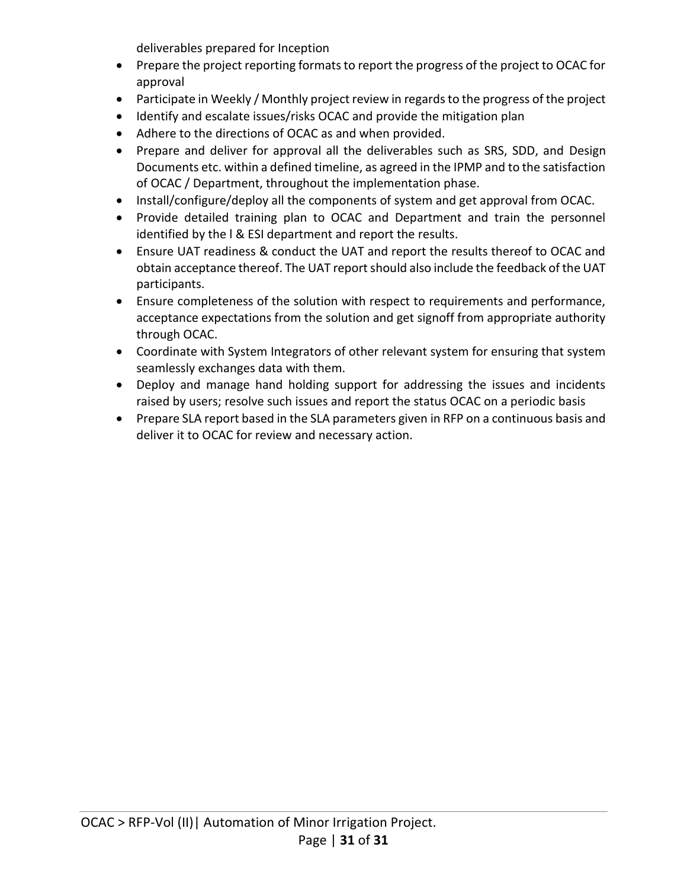deliverables prepared for Inception

- Prepare the project reporting formats to report the progress of the project to OCAC for approval
- Participate in Weekly / Monthly project review in regards to the progress of the project
- Identify and escalate issues/risks OCAC and provide the mitigation plan
- Adhere to the directions of OCAC as and when provided.
- Prepare and deliver for approval all the deliverables such as SRS, SDD, and Design Documents etc. within a defined timeline, as agreed in the IPMP and to the satisfaction of OCAC / Department, throughout the implementation phase.
- Install/configure/deploy all the components of system and get approval from OCAC.
- Provide detailed training plan to OCAC and Department and train the personnel identified by the l & ESI department and report the results.
- Ensure UAT readiness & conduct the UAT and report the results thereof to OCAC and obtain acceptance thereof. The UAT report should also include the feedback of the UAT participants.
- Ensure completeness of the solution with respect to requirements and performance, acceptance expectations from the solution and get signoff from appropriate authority through OCAC.
- Coordinate with System Integrators of other relevant system for ensuring that system seamlessly exchanges data with them.
- Deploy and manage hand holding support for addressing the issues and incidents raised by users; resolve such issues and report the status OCAC on a periodic basis
- Prepare SLA report based in the SLA parameters given in RFP on a continuous basis and deliver it to OCAC for review and necessary action.